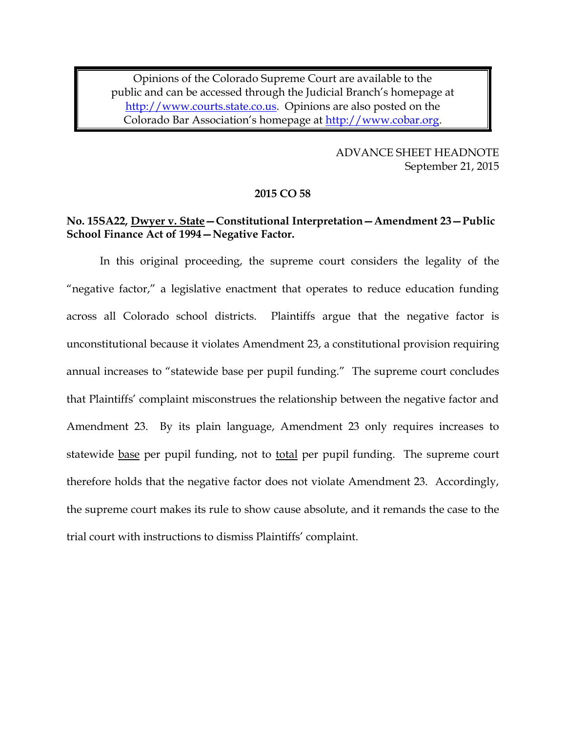Opinions of the Colorado Supreme Court are available to the public and can be accessed through the Judicial Branch's homepage at http://www.courts.state.co.us. Opinions are also posted on the Colorado Bar Association's homepage at http://www.cobar.org.

ADVANCE SHEET HEADNOTE
September 21, 2015

**2015 CO 58**

**No. 15SA22, Dwyer v. State—Constitutional Interpretation—Amendment 23—Public School Finance Act of 1994—Negative Factor.**

In this original proceeding, the supreme court considers the legality of the "negative factor," a legislative enactment that operates to reduce education funding across all Colorado school districts. Plaintiffs argue that the negative factor is unconstitutional because it violates Amendment 23, a constitutional provision requiring annual increases to "statewide base per pupil funding." The supreme court concludes that Plaintiffs' complaint misconstrues the relationship between the negative factor and Amendment 23. By its plain language, Amendment 23 only requires increases to statewide base per pupil funding, not to total per pupil funding. The supreme court therefore holds that the negative factor does not violate Amendment 23. Accordingly, the supreme court makes its rule to show cause absolute, and it remands the case to the trial court with instructions to dismiss Plaintiffs' complaint.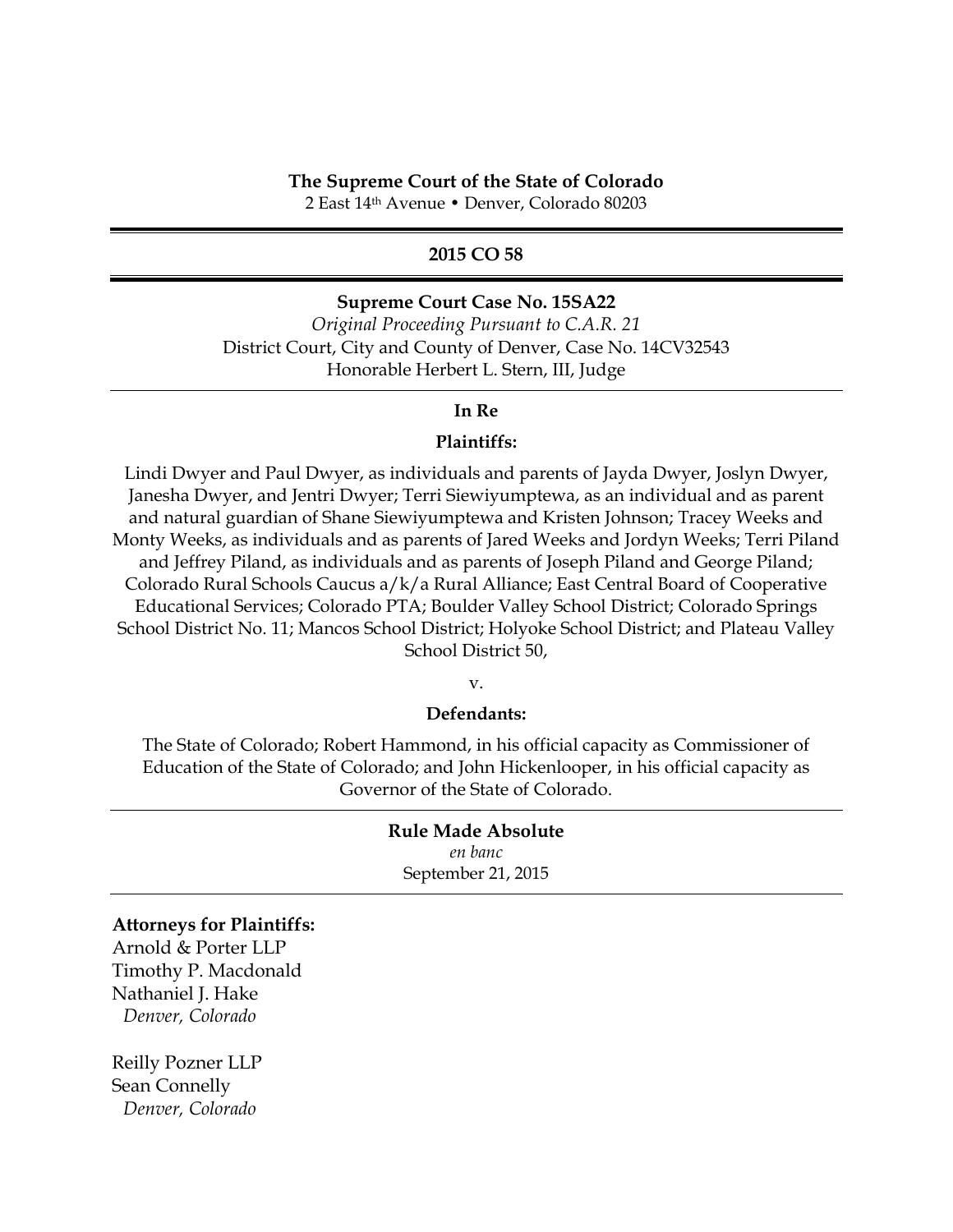**The Supreme Court of the State of Colorado**

2 East 14th Avenue • Denver, Colorado 80203

**2015 CO 58**

**Supreme Court Case No. 15SA22**

*Original Proceeding Pursuant to C.A.R. 21*

District Court, City and County of Denver, Case No. 14CV32543

Honorable Herbert L. Stern, III, Judge

**In Re**

**Plaintiffs:**

Lindi Dwyer and Paul Dwyer, as individuals and parents of Jayda Dwyer, Joslyn Dwyer, Janesha Dwyer, and Jentri Dwyer; Terri Siewiyumptewa, as an individual and as parent and natural guardian of Shane Siewiyumptewa and Kristen Johnson; Tracey Weeks and Monty Weeks, as individuals and as parents of Jared Weeks and Jordyn Weeks; Terri Piland and Jeffrey Piland, as individuals and as parents of Joseph Piland and George Piland; Colorado Rural Schools Caucus a/k/a Rural Alliance; East Central Board of Cooperative Educational Services; Colorado PTA; Boulder Valley School District; Colorado Springs School District No. 11; Mancos School District; Holyoke School District; and Plateau Valley School District 50,

v.

**Defendants:**

The State of Colorado; Robert Hammond, in his official capacity as Commissioner of Education of the State of Colorado; and John Hickenlooper, in his official capacity as Governor of the State of Colorado.

**Rule Made Absolute**

*en banc*

September 21, 2015

**Attorneys for Plaintiffs:**

Arnold & Porter LLP

Timothy P. Macdonald

Nathaniel J. Hake

*Denver, Colorado*

Reilly Pozner LLP

Sean Connelly

*Denver, Colorado*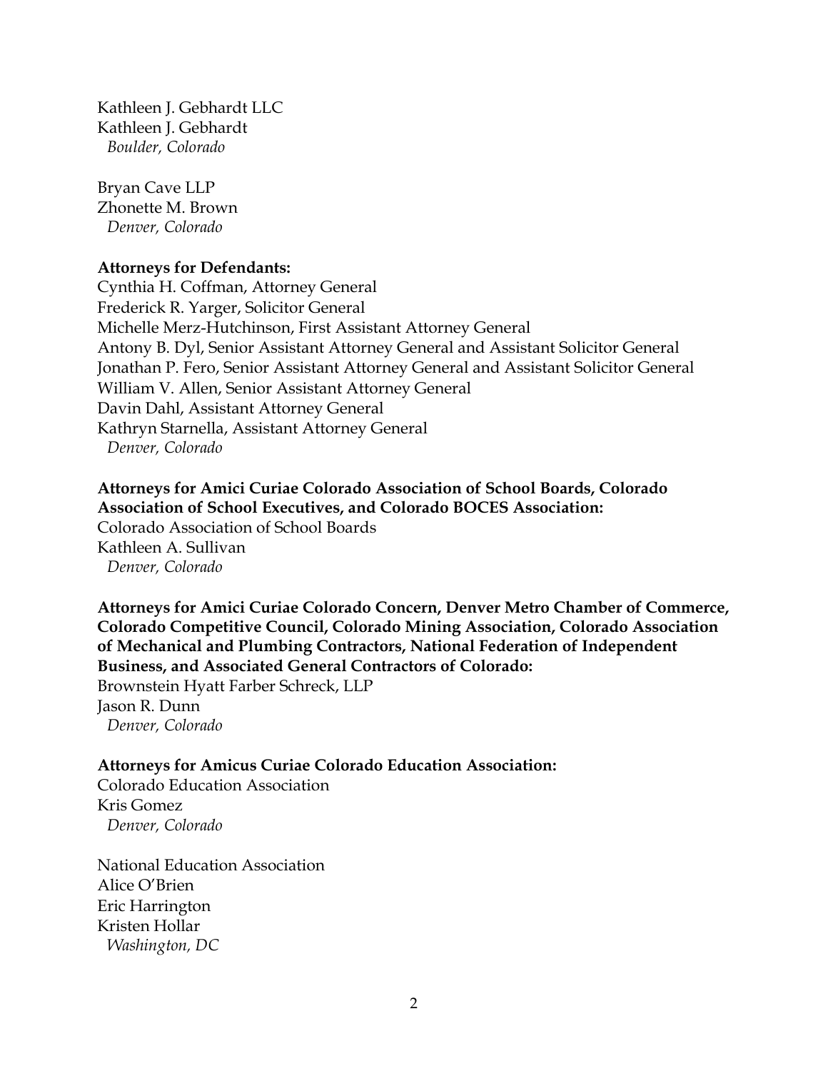Kathleen J. Gebhardt LLC
Kathleen J. Gebhardt
*Boulder, Colorado*

Bryan Cave LLP
Zhonette M. Brown
*Denver, Colorado*

**Attorneys for Defendants:**
Cynthia H. Coffman, Attorney General
Frederick R. Yarger, Solicitor General
Michelle Merz-Hutchinson, First Assistant Attorney General
Antony B. Dyl, Senior Assistant Attorney General and Assistant Solicitor General
Jonathan P. Fero, Senior Assistant Attorney General and Assistant Solicitor General
William V. Allen, Senior Assistant Attorney General
Davin Dahl, Assistant Attorney General
Kathryn Starnella, Assistant Attorney General
*Denver, Colorado*

**Attorneys for Amici Curiae Colorado Association of School Boards, Colorado Association of School Executives, and Colorado BOCES Association:**
Colorado Association of School Boards
Kathleen A. Sullivan
*Denver, Colorado*

**Attorneys for Amici Curiae Colorado Concern, Denver Metro Chamber of Commerce, Colorado Competitive Council, Colorado Mining Association, Colorado Association of Mechanical and Plumbing Contractors, National Federation of Independent Business, and Associated General Contractors of Colorado:**
Brownstein Hyatt Farber Schreck, LLP
Jason R. Dunn
*Denver, Colorado*

**Attorneys for Amicus Curiae Colorado Education Association:**
Colorado Education Association
Kris Gomez
*Denver, Colorado*

National Education Association
Alice O'Brien
Eric Harrington
Kristen Hollar
*Washington, DC*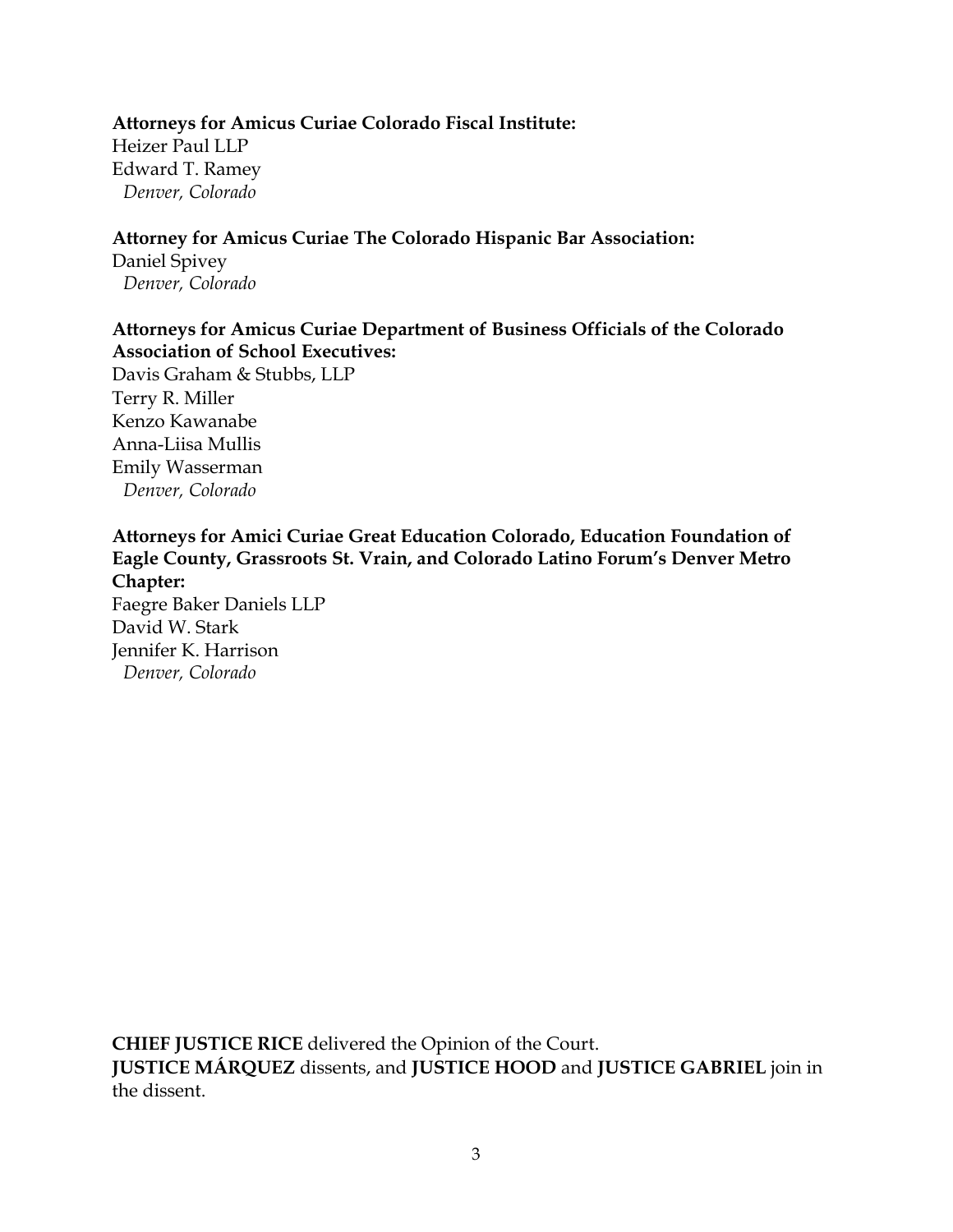**Attorneys for Amicus Curiae Colorado Fiscal Institute:**
Heizer Paul LLP
Edward T. Ramey
*Denver, Colorado*

**Attorney for Amicus Curiae The Colorado Hispanic Bar Association:**
Daniel Spivey
*Denver, Colorado*

**Attorneys for Amicus Curiae Department of Business Officials of the Colorado Association of School Executives:**
Davis Graham & Stubbs, LLP
Terry R. Miller
Kenzo Kawanabe
Anna-Liisa Mullis
Emily Wasserman
*Denver, Colorado*

**Attorneys for Amici Curiae Great Education Colorado, Education Foundation of Eagle County, Grassroots St. Vrain, and Colorado Latino Forum's Denver Metro Chapter:**
Faegre Baker Daniels LLP
David W. Stark
Jennifer K. Harrison
*Denver, Colorado*

**CHIEF JUSTICE RICE** delivered the Opinion of the Court.
**JUSTICE MÁRQUEZ** dissents, and **JUSTICE HOOD** and **JUSTICE GABRIEL** join in the dissent.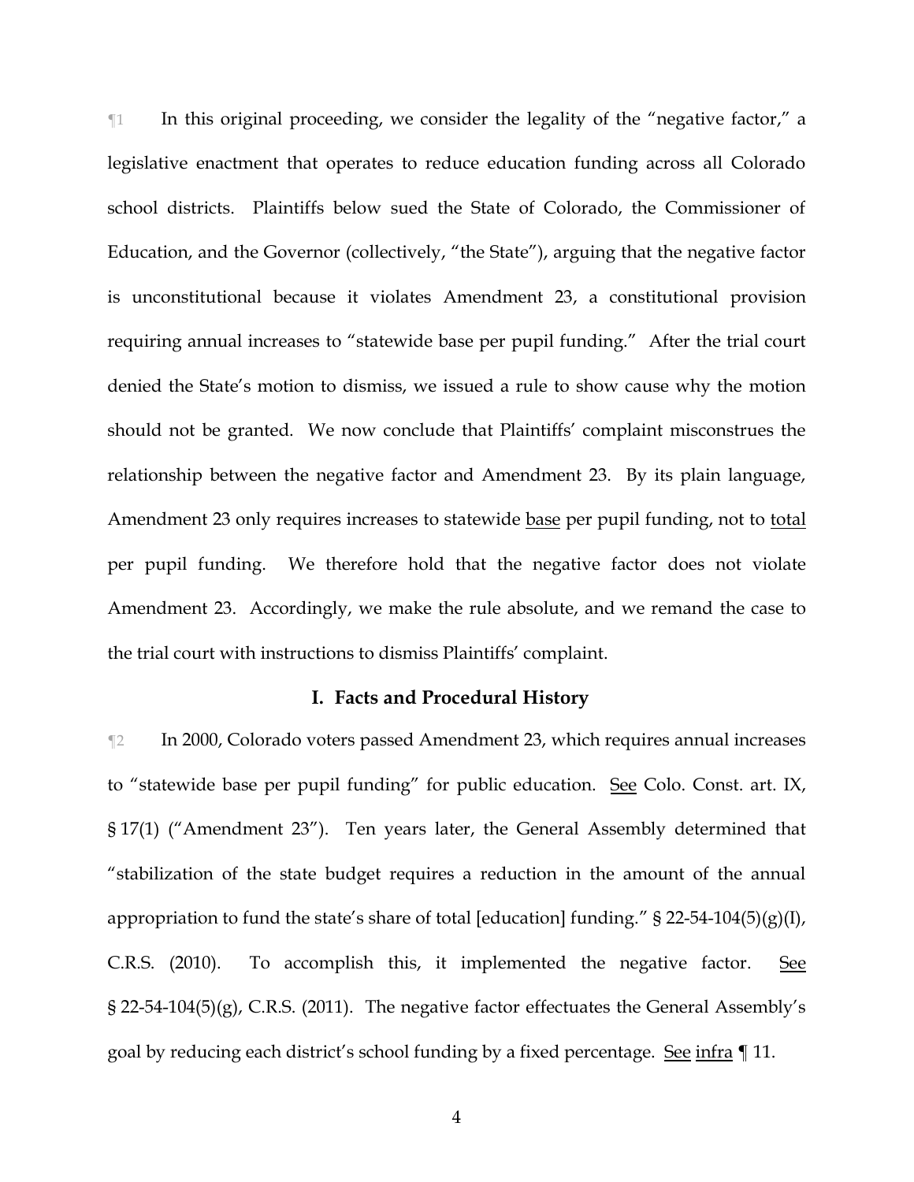¶1 In this original proceeding, we consider the legality of the "negative factor," a legislative enactment that operates to reduce education funding across all Colorado school districts. Plaintiffs below sued the State of Colorado, the Commissioner of Education, and the Governor (collectively, "the State"), arguing that the negative factor is unconstitutional because it violates Amendment 23, a constitutional provision requiring annual increases to "statewide base per pupil funding." After the trial court denied the State's motion to dismiss, we issued a rule to show cause why the motion should not be granted. We now conclude that Plaintiffs' complaint misconstrues the relationship between the negative factor and Amendment 23. By its plain language, Amendment 23 only requires increases to statewide <u>base</u> per pupil funding, not to <u>total</u> per pupil funding. We therefore hold that the negative factor does not violate Amendment 23. Accordingly, we make the rule absolute, and we remand the case to the trial court with instructions to dismiss Plaintiffs' complaint.

## I. Facts and Procedural History

¶2 In 2000, Colorado voters passed Amendment 23, which requires annual increases to "statewide base per pupil funding" for public education. <u>See</u> Colo. Const. art. IX, § 17(1) ("Amendment 23"). Ten years later, the General Assembly determined that "stabilization of the state budget requires a reduction in the amount of the annual appropriation to fund the state's share of total [education] funding." § 22-54-104(5)(g)(I), C.R.S. (2010). To accomplish this, it implemented the negative factor. <u>See</u> § 22-54-104(5)(g), C.R.S. (2011). The negative factor effectuates the General Assembly's goal by reducing each district's school funding by a fixed percentage. <u>See</u> <u>infra</u> ¶ 11.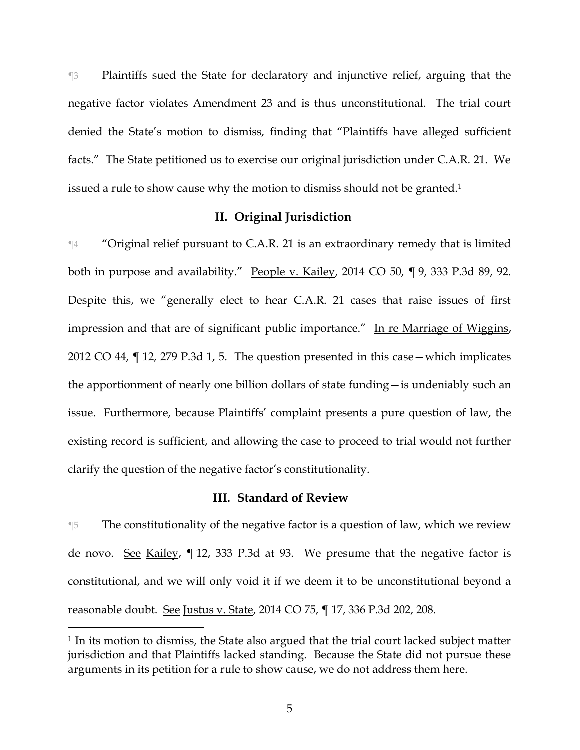¶3 Plaintiffs sued the State for declaratory and injunctive relief, arguing that the negative factor violates Amendment 23 and is thus unconstitutional. The trial court denied the State's motion to dismiss, finding that "Plaintiffs have alleged sufficient facts." The State petitioned us to exercise our original jurisdiction under C.A.R. 21. We issued a rule to show cause why the motion to dismiss should not be granted.[1]

## II. Original Jurisdiction

¶4 "Original relief pursuant to C.A.R. 21 is an extraordinary remedy that is limited both in purpose and availability." People v. Kailey, 2014 CO 50, ¶ 9, 333 P.3d 89, 92. Despite this, we "generally elect to hear C.A.R. 21 cases that raise issues of first impression and that are of significant public importance." In re Marriage of Wiggins, 2012 CO 44, ¶ 12, 279 P.3d 1, 5. The question presented in this case—which implicates the apportionment of nearly one billion dollars of state funding—is undeniably such an issue. Furthermore, because Plaintiffs' complaint presents a pure question of law, the existing record is sufficient, and allowing the case to proceed to trial would not further clarify the question of the negative factor's constitutionality.

## III. Standard of Review

¶5 The constitutionality of the negative factor is a question of law, which we review de novo. See Kailey, ¶ 12, 333 P.3d at 93. We presume that the negative factor is constitutional, and we will only void it if we deem it to be unconstitutional beyond a reasonable doubt. See Justus v. State, 2014 CO 75, ¶ 17, 336 P.3d 202, 208.

---

[1] In its motion to dismiss, the State also argued that the trial court lacked subject matter jurisdiction and that Plaintiffs lacked standing. Because the State did not pursue these arguments in its petition for a rule to show cause, we do not address them here.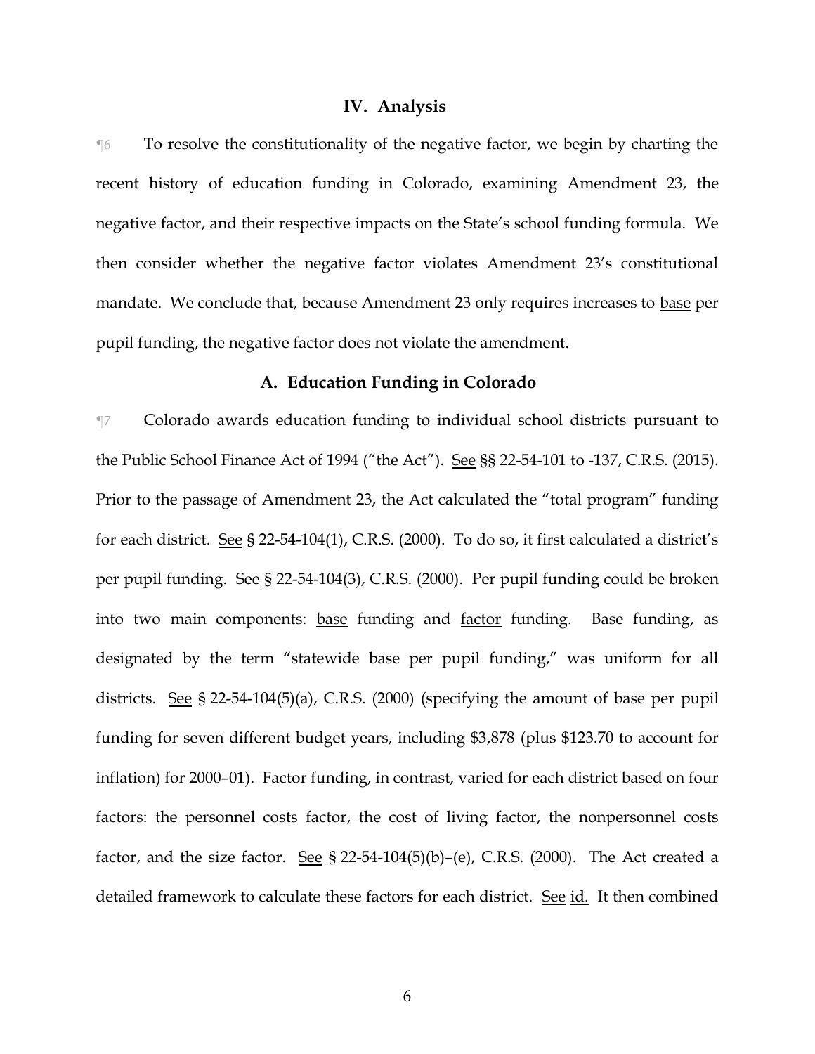## IV. Analysis

¶6 To resolve the constitutionality of the negative factor, we begin by charting the recent history of education funding in Colorado, examining Amendment 23, the negative factor, and their respective impacts on the State's school funding formula. We then consider whether the negative factor violates Amendment 23's constitutional mandate. We conclude that, because Amendment 23 only requires increases to base per pupil funding, the negative factor does not violate the amendment.

### A. Education Funding in Colorado

¶7 Colorado awards education funding to individual school districts pursuant to the Public School Finance Act of 1994 ("the Act"). See §§ 22-54-101 to -137, C.R.S. (2015). Prior to the passage of Amendment 23, the Act calculated the "total program" funding for each district. See § 22-54-104(1), C.R.S. (2000). To do so, it first calculated a district's per pupil funding. See § 22-54-104(3), C.R.S. (2000). Per pupil funding could be broken into two main components: base funding and factor funding. Base funding, as designated by the term "statewide base per pupil funding," was uniform for all districts. See § 22-54-104(5)(a), C.R.S. (2000) (specifying the amount of base per pupil funding for seven different budget years, including $3,878 (plus $123.70 to account for inflation) for 2000–01). Factor funding, in contrast, varied for each district based on four factors: the personnel costs factor, the cost of living factor, the nonpersonnel costs factor, and the size factor. See § 22-54-104(5)(b)–(e), C.R.S. (2000). The Act created a detailed framework to calculate these factors for each district. See id. It then combined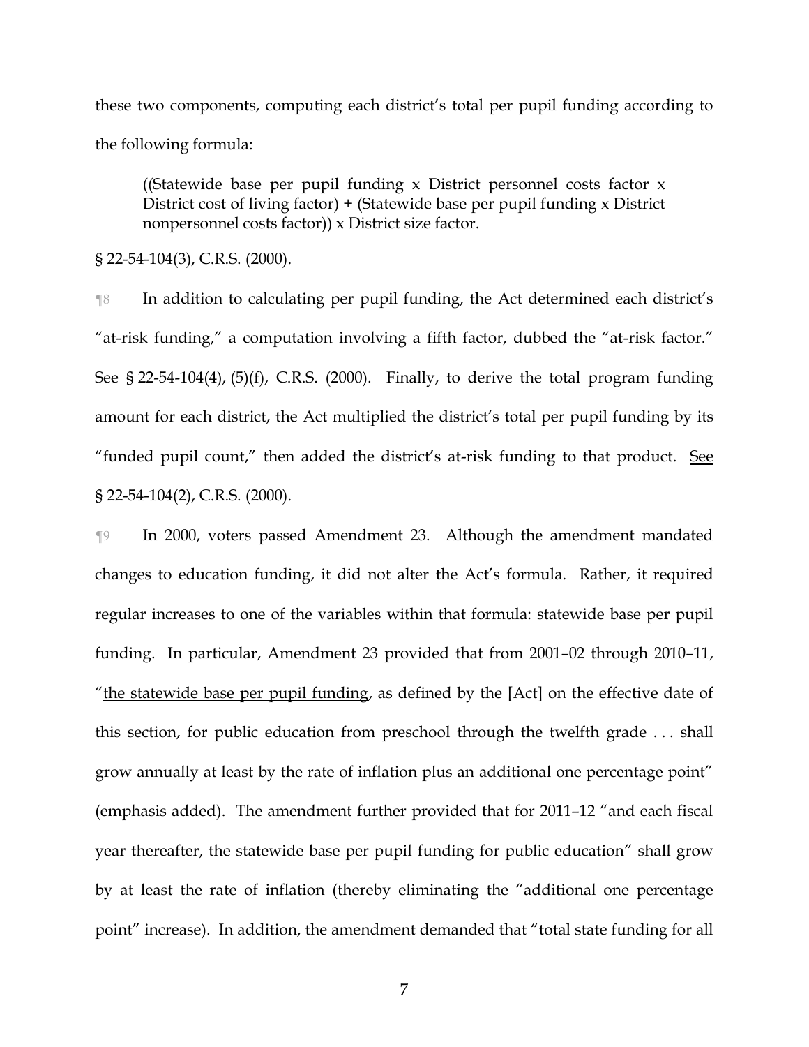these two components, computing each district's total per pupil funding according to the following formula:

> ((Statewide base per pupil funding x District personnel costs factor x District cost of living factor) + (Statewide base per pupil funding x District nonpersonnel costs factor)) x District size factor.

§ 22-54-104(3), C.R.S. (2000).

¶8 In addition to calculating per pupil funding, the Act determined each district's "at-risk funding," a computation involving a fifth factor, dubbed the "at-risk factor." See § 22-54-104(4), (5)(f), C.R.S. (2000). Finally, to derive the total program funding amount for each district, the Act multiplied the district's total per pupil funding by its "funded pupil count," then added the district's at-risk funding to that product. See § 22-54-104(2), C.R.S. (2000).

¶9 In 2000, voters passed Amendment 23. Although the amendment mandated changes to education funding, it did not alter the Act's formula. Rather, it required regular increases to one of the variables within that formula: statewide base per pupil funding. In particular, Amendment 23 provided that from 2001–02 through 2010–11, "the statewide base per pupil funding, as defined by the [Act] on the effective date of this section, for public education from preschool through the twelfth grade . . . shall grow annually at least by the rate of inflation plus an additional one percentage point" (emphasis added). The amendment further provided that for 2011–12 "and each fiscal year thereafter, the statewide base per pupil funding for public education" shall grow by at least the rate of inflation (thereby eliminating the "additional one percentage point" increase). In addition, the amendment demanded that "total state funding for all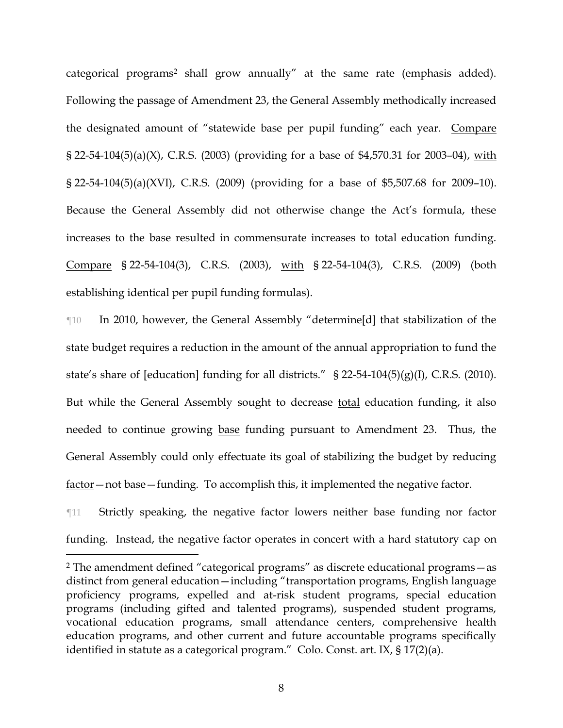categorical programs[2] shall grow annually" at the same rate (emphasis added). Following the passage of Amendment 23, the General Assembly methodically increased the designated amount of "statewide base per pupil funding" each year. Compare § 22-54-104(5)(a)(X), C.R.S. (2003) (providing for a base of $4,570.31 for 2003–04), with § 22-54-104(5)(a)(XVI), C.R.S. (2009) (providing for a base of $5,507.68 for 2009–10). Because the General Assembly did not otherwise change the Act's formula, these increases to the base resulted in commensurate increases to total education funding. Compare § 22-54-104(3), C.R.S. (2003), with § 22-54-104(3), C.R.S. (2009) (both establishing identical per pupil funding formulas).

¶10 In 2010, however, the General Assembly "determine[d] that stabilization of the state budget requires a reduction in the amount of the annual appropriation to fund the state's share of [education] funding for all districts." § 22-54-104(5)(g)(I), C.R.S. (2010). But while the General Assembly sought to decrease total education funding, it also needed to continue growing base funding pursuant to Amendment 23. Thus, the General Assembly could only effectuate its goal of stabilizing the budget by reducing factor—not base—funding. To accomplish this, it implemented the negative factor.

¶11 Strictly speaking, the negative factor lowers neither base funding nor factor funding. Instead, the negative factor operates in concert with a hard statutory cap on

---

[2] The amendment defined "categorical programs" as discrete educational programs—as distinct from general education—including "transportation programs, English language proficiency programs, expelled and at-risk student programs, special education programs (including gifted and talented programs), suspended student programs, vocational education programs, small attendance centers, comprehensive health education programs, and other current and future accountable programs specifically identified in statute as a categorical program." Colo. Const. art. IX, § 17(2)(a).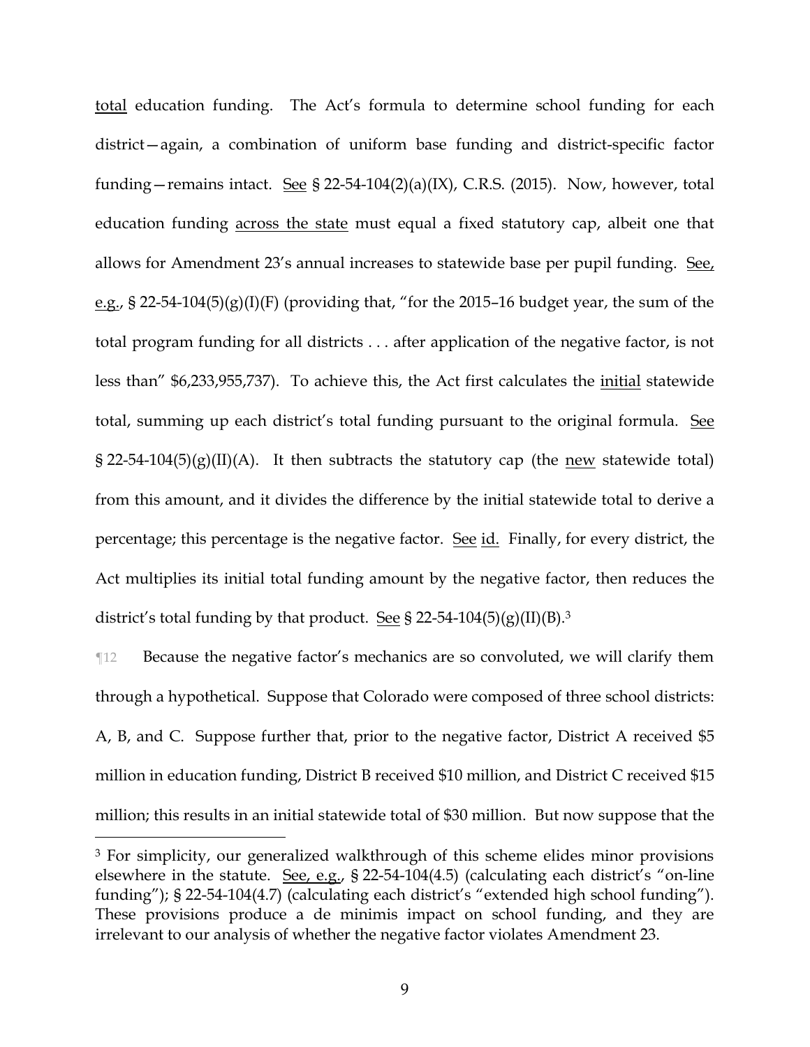total education funding. The Act's formula to determine school funding for each district—again, a combination of uniform base funding and district-specific factor funding—remains intact. See § 22-54-104(2)(a)(IX), C.R.S. (2015). Now, however, total education funding across the state must equal a fixed statutory cap, albeit one that allows for Amendment 23's annual increases to statewide base per pupil funding. See, e.g., § 22-54-104(5)(g)(I)(F) (providing that, "for the 2015–16 budget year, the sum of the total program funding for all districts . . . after application of the negative factor, is not less than" $6,233,955,737). To achieve this, the Act first calculates the initial statewide total, summing up each district's total funding pursuant to the original formula. See § 22-54-104(5)(g)(II)(A). It then subtracts the statutory cap (the new statewide total) from this amount, and it divides the difference by the initial statewide total to derive a percentage; this percentage is the negative factor. See id. Finally, for every district, the Act multiplies its initial total funding amount by the negative factor, then reduces the district's total funding by that product. See § 22-54-104(5)(g)(II)(B).[3]

¶12 Because the negative factor's mechanics are so convoluted, we will clarify them through a hypothetical. Suppose that Colorado were composed of three school districts: A, B, and C. Suppose further that, prior to the negative factor, District A received $5 million in education funding, District B received $10 million, and District C received $15 million; this results in an initial statewide total of $30 million. But now suppose that the

[3] For simplicity, our generalized walkthrough of this scheme elides minor provisions elsewhere in the statute. See, e.g., § 22-54-104(4.5) (calculating each district's "on-line funding"); § 22-54-104(4.7) (calculating each district's "extended high school funding"). These provisions produce a de minimis impact on school funding, and they are irrelevant to our analysis of whether the negative factor violates Amendment 23.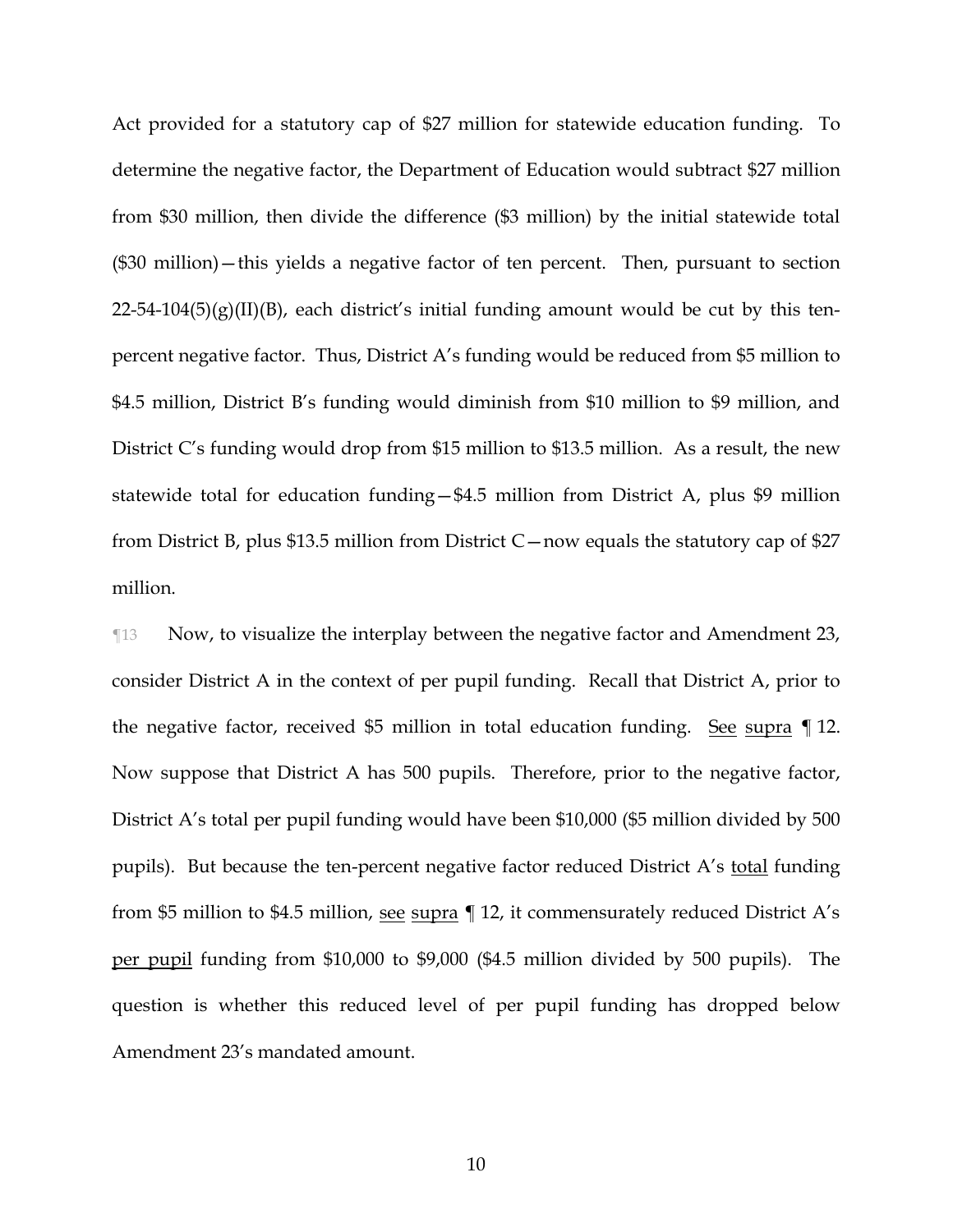Act provided for a statutory cap of $27 million for statewide education funding. To determine the negative factor, the Department of Education would subtract $27 million from $30 million, then divide the difference ($3 million) by the initial statewide total ($30 million)—this yields a negative factor of ten percent. Then, pursuant to section 22-54-104(5)(g)(II)(B), each district's initial funding amount would be cut by this ten-percent negative factor. Thus, District A's funding would be reduced from $5 million to $4.5 million, District B's funding would diminish from $10 million to $9 million, and District C's funding would drop from $15 million to $13.5 million. As a result, the new statewide total for education funding—$4.5 million from District A, plus $9 million from District B, plus $13.5 million from District C—now equals the statutory cap of $27 million.

¶13 Now, to visualize the interplay between the negative factor and Amendment 23, consider District A in the context of per pupil funding. Recall that District A, prior to the negative factor, received $5 million in total education funding. See supra ¶ 12. Now suppose that District A has 500 pupils. Therefore, prior to the negative factor, District A's total per pupil funding would have been $10,000 ($5 million divided by 500 pupils). But because the ten-percent negative factor reduced District A's total funding from $5 million to $4.5 million, see supra ¶ 12, it commensurately reduced District A's per pupil funding from $10,000 to $9,000 ($4.5 million divided by 500 pupils). The question is whether this reduced level of per pupil funding has dropped below Amendment 23's mandated amount.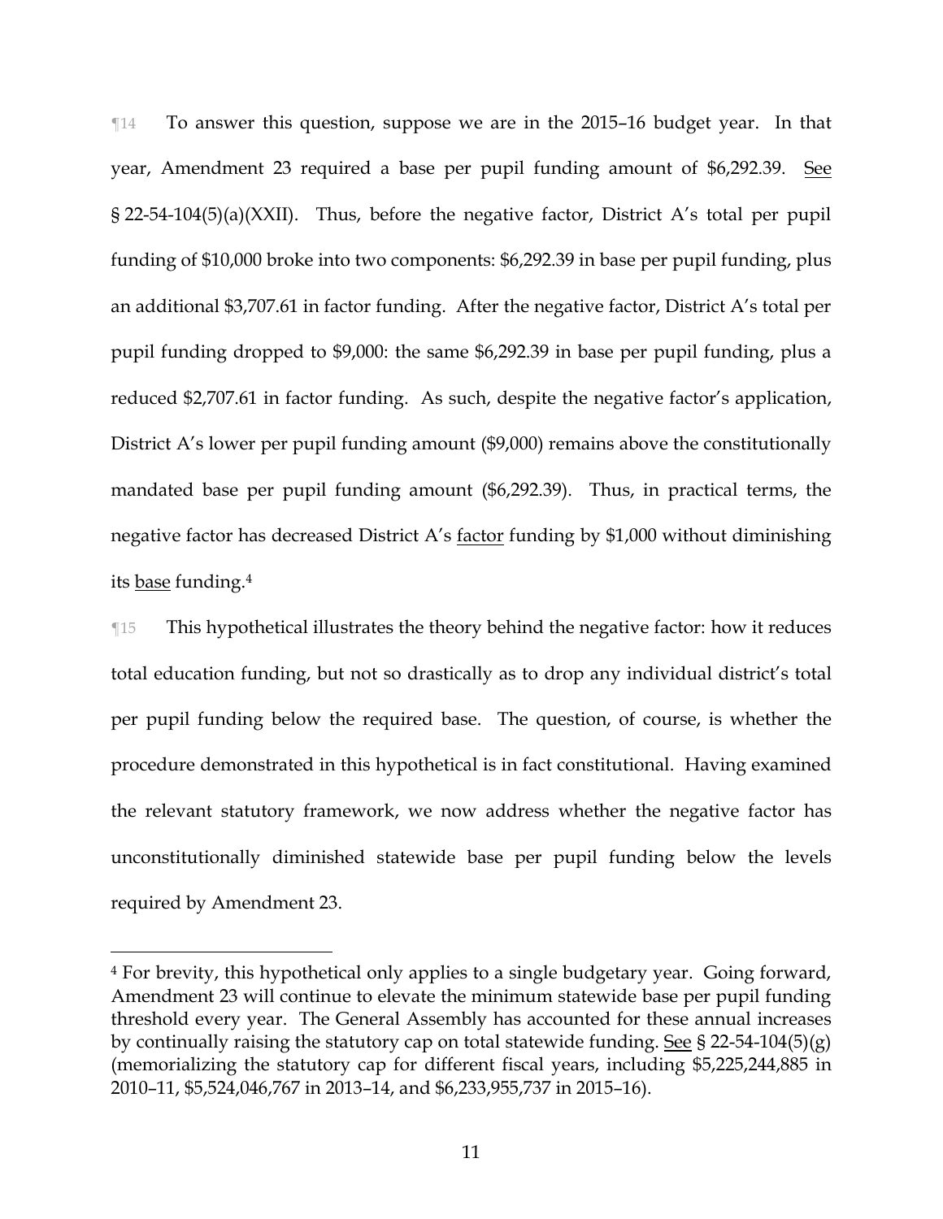¶14 To answer this question, suppose we are in the 2015–16 budget year. In that year, Amendment 23 required a base per pupil funding amount of $6,292.39. See § 22-54-104(5)(a)(XXII). Thus, before the negative factor, District A's total per pupil funding of $10,000 broke into two components: $6,292.39 in base per pupil funding, plus an additional $3,707.61 in factor funding. After the negative factor, District A's total per pupil funding dropped to $9,000: the same $6,292.39 in base per pupil funding, plus a reduced $2,707.61 in factor funding. As such, despite the negative factor's application, District A's lower per pupil funding amount ($9,000) remains above the constitutionally mandated base per pupil funding amount ($6,292.39). Thus, in practical terms, the negative factor has decreased District A's factor funding by $1,000 without diminishing its base funding.[4]

¶15 This hypothetical illustrates the theory behind the negative factor: how it reduces total education funding, but not so drastically as to drop any individual district's total per pupil funding below the required base. The question, of course, is whether the procedure demonstrated in this hypothetical is in fact constitutional. Having examined the relevant statutory framework, we now address whether the negative factor has unconstitutionally diminished statewide base per pupil funding below the levels required by Amendment 23.

---

[4] For brevity, this hypothetical only applies to a single budgetary year. Going forward, Amendment 23 will continue to elevate the minimum statewide base per pupil funding threshold every year. The General Assembly has accounted for these annual increases by continually raising the statutory cap on total statewide funding. See § 22-54-104(5)(g) (memorializing the statutory cap for different fiscal years, including $5,225,244,885 in 2010–11, $5,524,046,767 in 2013–14, and $6,233,955,737 in 2015–16).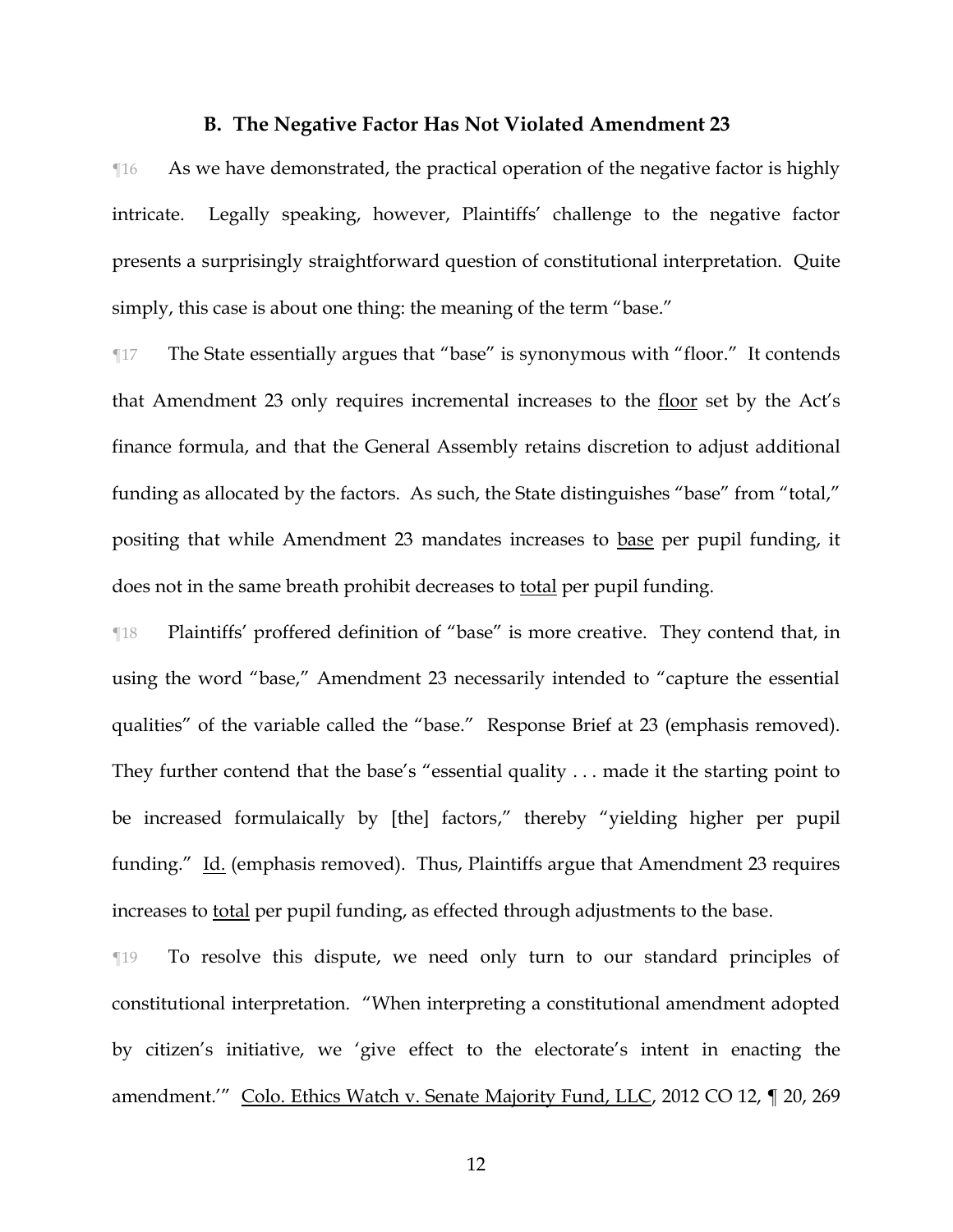### B. The Negative Factor Has Not Violated Amendment 23

¶16 As we have demonstrated, the practical operation of the negative factor is highly intricate. Legally speaking, however, Plaintiffs' challenge to the negative factor presents a surprisingly straightforward question of constitutional interpretation. Quite simply, this case is about one thing: the meaning of the term "base."

¶17 The State essentially argues that "base" is synonymous with "floor." It contends that Amendment 23 only requires incremental increases to the floor set by the Act's finance formula, and that the General Assembly retains discretion to adjust additional funding as allocated by the factors. As such, the State distinguishes "base" from "total," positing that while Amendment 23 mandates increases to base per pupil funding, it does not in the same breath prohibit decreases to total per pupil funding.

¶18 Plaintiffs' proffered definition of "base" is more creative. They contend that, in using the word "base," Amendment 23 necessarily intended to "capture the essential qualities" of the variable called the "base." Response Brief at 23 (emphasis removed). They further contend that the base's "essential quality . . . made it the starting point to be increased formulaically by [the] factors," thereby "yielding higher per pupil funding." Id. (emphasis removed). Thus, Plaintiffs argue that Amendment 23 requires increases to total per pupil funding, as effected through adjustments to the base.

¶19 To resolve this dispute, we need only turn to our standard principles of constitutional interpretation. "When interpreting a constitutional amendment adopted by citizen's initiative, we 'give effect to the electorate's intent in enacting the amendment.'" Colo. Ethics Watch v. Senate Majority Fund, LLC, 2012 CO 12, ¶ 20, 269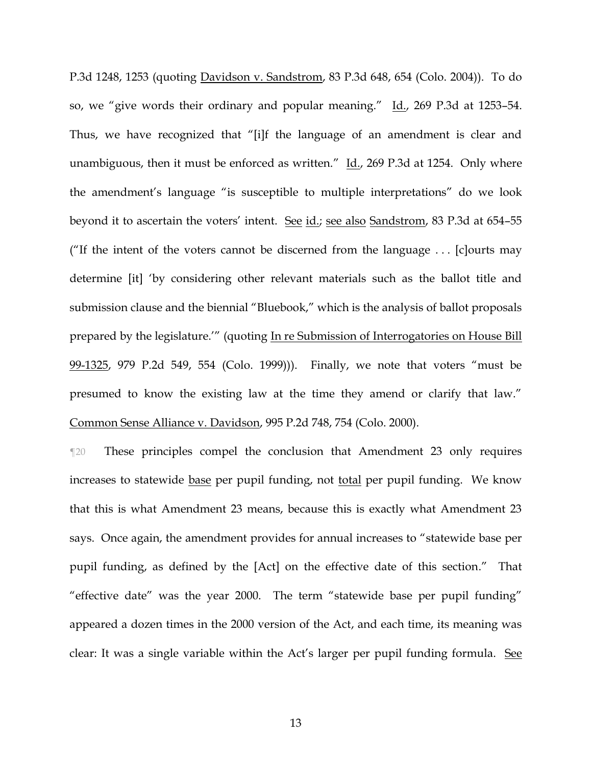P.3d 1248, 1253 (quoting Davidson v. Sandstrom, 83 P.3d 648, 654 (Colo. 2004)). To do so, we "give words their ordinary and popular meaning." Id., 269 P.3d at 1253–54. Thus, we have recognized that "[i]f the language of an amendment is clear and unambiguous, then it must be enforced as written." Id., 269 P.3d at 1254. Only where the amendment's language "is susceptible to multiple interpretations" do we look beyond it to ascertain the voters' intent. See id.; see also Sandstrom, 83 P.3d at 654–55 ("If the intent of the voters cannot be discerned from the language . . . [c]ourts may determine [it] 'by considering other relevant materials such as the ballot title and submission clause and the biennial "Bluebook," which is the analysis of ballot proposals prepared by the legislature.'" (quoting In re Submission of Interrogatories on House Bill 99-1325, 979 P.2d 549, 554 (Colo. 1999))). Finally, we note that voters "must be presumed to know the existing law at the time they amend or clarify that law." Common Sense Alliance v. Davidson, 995 P.2d 748, 754 (Colo. 2000).

¶20 These principles compel the conclusion that Amendment 23 only requires increases to statewide base per pupil funding, not total per pupil funding. We know that this is what Amendment 23 means, because this is exactly what Amendment 23 says. Once again, the amendment provides for annual increases to "statewide base per pupil funding, as defined by the [Act] on the effective date of this section." That "effective date" was the year 2000. The term "statewide base per pupil funding" appeared a dozen times in the 2000 version of the Act, and each time, its meaning was clear: It was a single variable within the Act's larger per pupil funding formula. See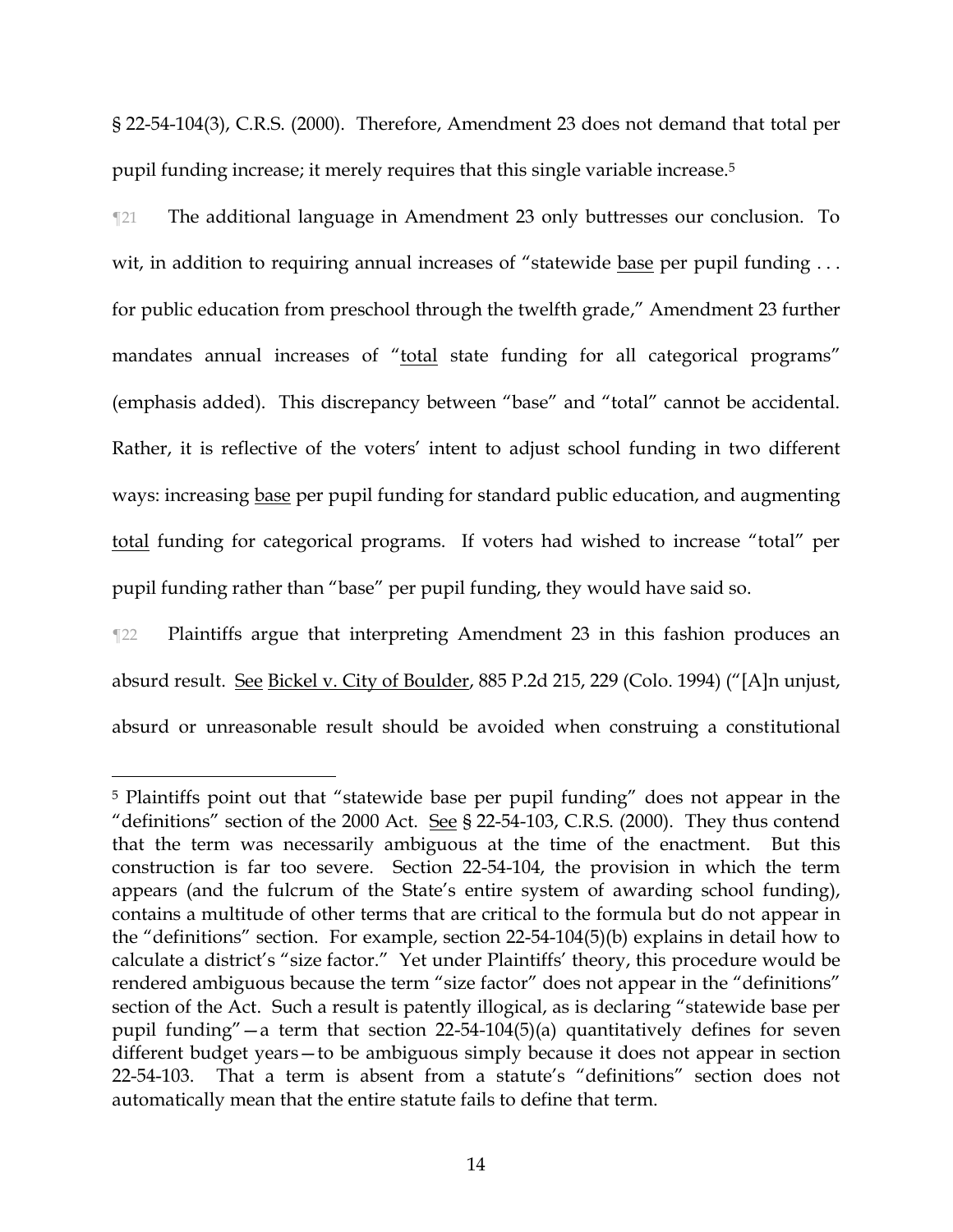§ 22-54-104(3), C.R.S. (2000). Therefore, Amendment 23 does not demand that total per pupil funding increase; it merely requires that this single variable increase.[5]

¶21 The additional language in Amendment 23 only buttresses our conclusion. To wit, in addition to requiring annual increases of "statewide base per pupil funding . . . for public education from preschool through the twelfth grade," Amendment 23 further mandates annual increases of "total state funding for all categorical programs" (emphasis added). This discrepancy between "base" and "total" cannot be accidental. Rather, it is reflective of the voters' intent to adjust school funding in two different ways: increasing base per pupil funding for standard public education, and augmenting total funding for categorical programs. If voters had wished to increase "total" per pupil funding rather than "base" per pupil funding, they would have said so.

¶22 Plaintiffs argue that interpreting Amendment 23 in this fashion produces an absurd result. See Bickel v. City of Boulder, 885 P.2d 215, 229 (Colo. 1994) ("[A]n unjust, absurd or unreasonable result should be avoided when construing a constitutional

---

[5] Plaintiffs point out that "statewide base per pupil funding" does not appear in the "definitions" section of the 2000 Act. See § 22-54-103, C.R.S. (2000). They thus contend that the term was necessarily ambiguous at the time of the enactment. But this construction is far too severe. Section 22-54-104, the provision in which the term appears (and the fulcrum of the State's entire system of awarding school funding), contains a multitude of other terms that are critical to the formula but do not appear in the "definitions" section. For example, section 22-54-104(5)(b) explains in detail how to calculate a district's "size factor." Yet under Plaintiffs' theory, this procedure would be rendered ambiguous because the term "size factor" does not appear in the "definitions" section of the Act. Such a result is patently illogical, as is declaring "statewide base per pupil funding"—a term that section 22-54-104(5)(a) quantitatively defines for seven different budget years—to be ambiguous simply because it does not appear in section 22-54-103. That a term is absent from a statute's "definitions" section does not automatically mean that the entire statute fails to define that term.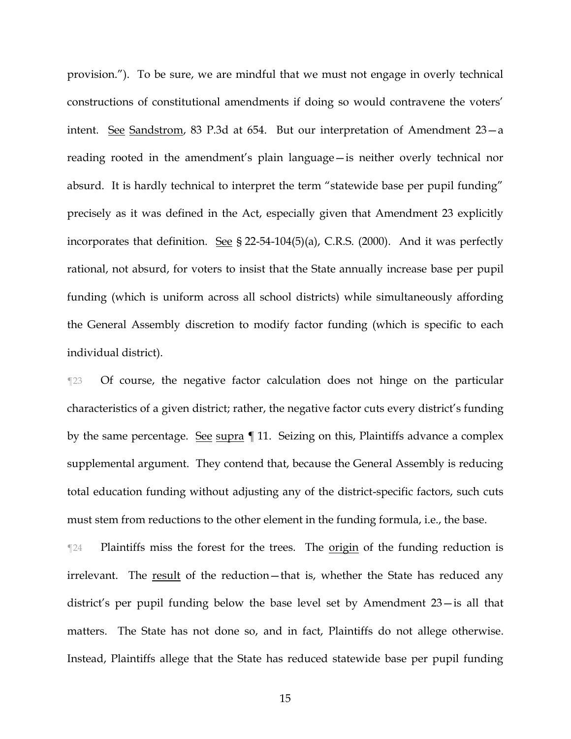provision."). To be sure, we are mindful that we must not engage in overly technical constructions of constitutional amendments if doing so would contravene the voters' intent. See Sandstrom, 83 P.3d at 654. But our interpretation of Amendment 23—a reading rooted in the amendment's plain language—is neither overly technical nor absurd. It is hardly technical to interpret the term "statewide base per pupil funding" precisely as it was defined in the Act, especially given that Amendment 23 explicitly incorporates that definition. See § 22-54-104(5)(a), C.R.S. (2000). And it was perfectly rational, not absurd, for voters to insist that the State annually increase base per pupil funding (which is uniform across all school districts) while simultaneously affording the General Assembly discretion to modify factor funding (which is specific to each individual district).

¶23 Of course, the negative factor calculation does not hinge on the particular characteristics of a given district; rather, the negative factor cuts every district's funding by the same percentage. See supra ¶ 11. Seizing on this, Plaintiffs advance a complex supplemental argument. They contend that, because the General Assembly is reducing total education funding without adjusting any of the district-specific factors, such cuts must stem from reductions to the other element in the funding formula, i.e., the base.

¶24 Plaintiffs miss the forest for the trees. The origin of the funding reduction is irrelevant. The result of the reduction—that is, whether the State has reduced any district's per pupil funding below the base level set by Amendment 23—is all that matters. The State has not done so, and in fact, Plaintiffs do not allege otherwise. Instead, Plaintiffs allege that the State has reduced statewide base per pupil funding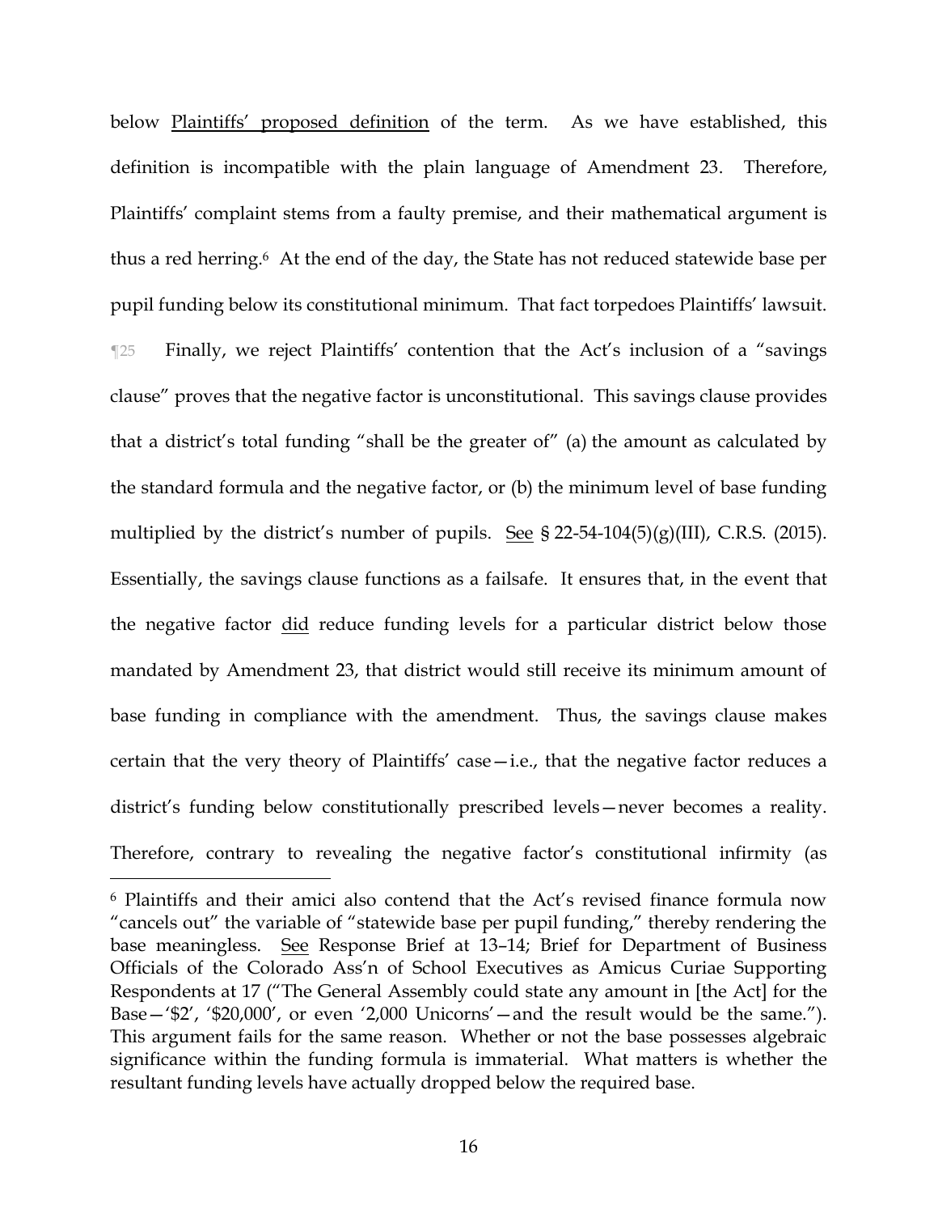below Plaintiffs' proposed definition of the term. As we have established, this definition is incompatible with the plain language of Amendment 23. Therefore, Plaintiffs' complaint stems from a faulty premise, and their mathematical argument is thus a red herring.[6] At the end of the day, the State has not reduced statewide base per pupil funding below its constitutional minimum. That fact torpedoes Plaintiffs' lawsuit.

¶25 Finally, we reject Plaintiffs' contention that the Act's inclusion of a "savings clause" proves that the negative factor is unconstitutional. This savings clause provides that a district's total funding "shall be the greater of" (a) the amount as calculated by the standard formula and the negative factor, or (b) the minimum level of base funding multiplied by the district's number of pupils. See § 22-54-104(5)(g)(III), C.R.S. (2015). Essentially, the savings clause functions as a failsafe. It ensures that, in the event that the negative factor did reduce funding levels for a particular district below those mandated by Amendment 23, that district would still receive its minimum amount of base funding in compliance with the amendment. Thus, the savings clause makes certain that the very theory of Plaintiffs' case—i.e., that the negative factor reduces a district's funding below constitutionally prescribed levels—never becomes a reality. Therefore, contrary to revealing the negative factor's constitutional infirmity (as

---

[6] Plaintiffs and their amici also contend that the Act's revised finance formula now "cancels out" the variable of "statewide base per pupil funding," thereby rendering the base meaningless. See Response Brief at 13–14; Brief for Department of Business Officials of the Colorado Ass'n of School Executives as Amicus Curiae Supporting Respondents at 17 ("The General Assembly could state any amount in [the Act] for the Base—'$2', '$20,000', or even '2,000 Unicorns'—and the result would be the same."). This argument fails for the same reason. Whether or not the base possesses algebraic significance within the funding formula is immaterial. What matters is whether the resultant funding levels have actually dropped below the required base.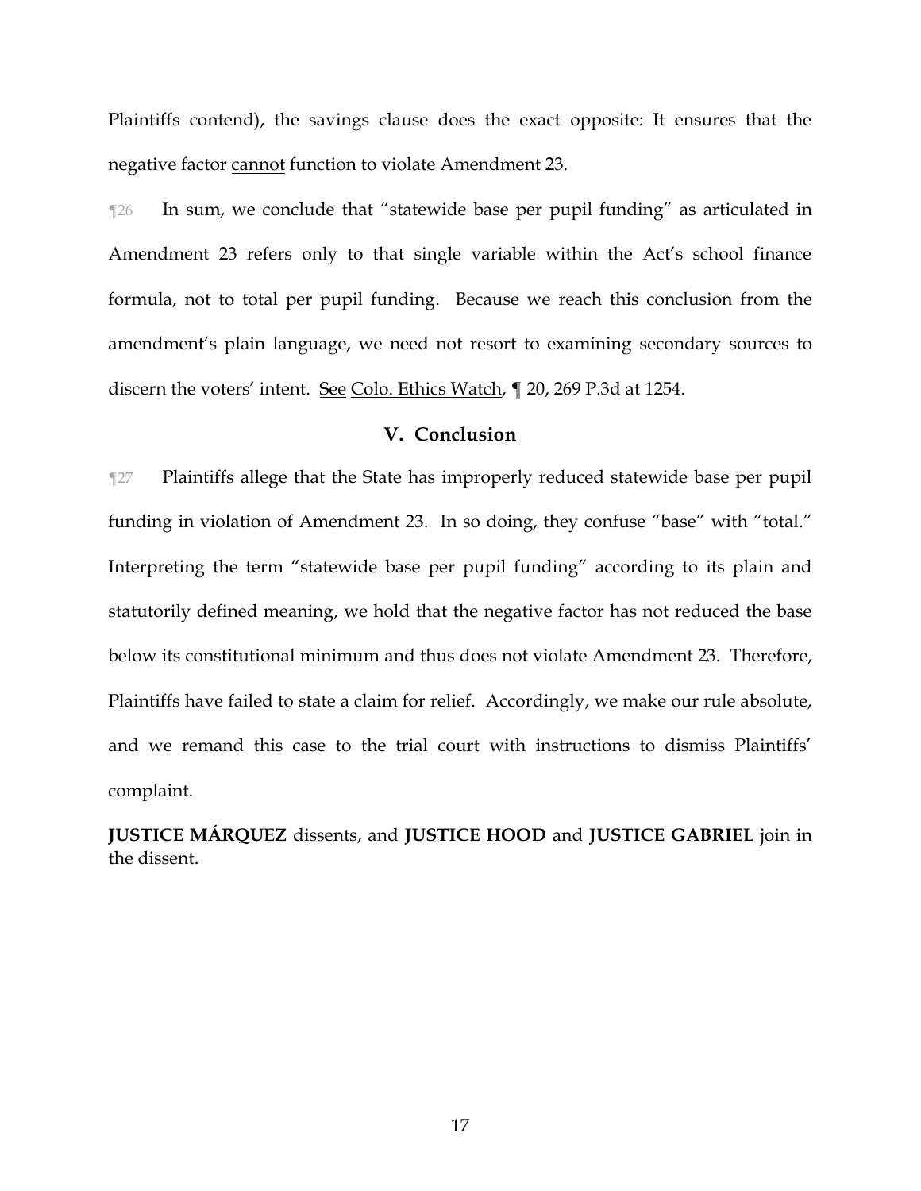Plaintiffs contend), the savings clause does the exact opposite: It ensures that the negative factor <u>cannot</u> function to violate Amendment 23.

¶26 In sum, we conclude that "statewide base per pupil funding" as articulated in Amendment 23 refers only to that single variable within the Act's school finance formula, not to total per pupil funding. Because we reach this conclusion from the amendment's plain language, we need not resort to examining secondary sources to discern the voters' intent. <u>See</u> <u>Colo. Ethics Watch</u>, ¶ 20, 269 P.3d at 1254.

## V. Conclusion

¶27 Plaintiffs allege that the State has improperly reduced statewide base per pupil funding in violation of Amendment 23. In so doing, they confuse "base" with "total." Interpreting the term "statewide base per pupil funding" according to its plain and statutorily defined meaning, we hold that the negative factor has not reduced the base below its constitutional minimum and thus does not violate Amendment 23. Therefore, Plaintiffs have failed to state a claim for relief. Accordingly, we make our rule absolute, and we remand this case to the trial court with instructions to dismiss Plaintiffs' complaint.

**JUSTICE MÁRQUEZ** dissents, and **JUSTICE HOOD** and **JUSTICE GABRIEL** join in the dissent.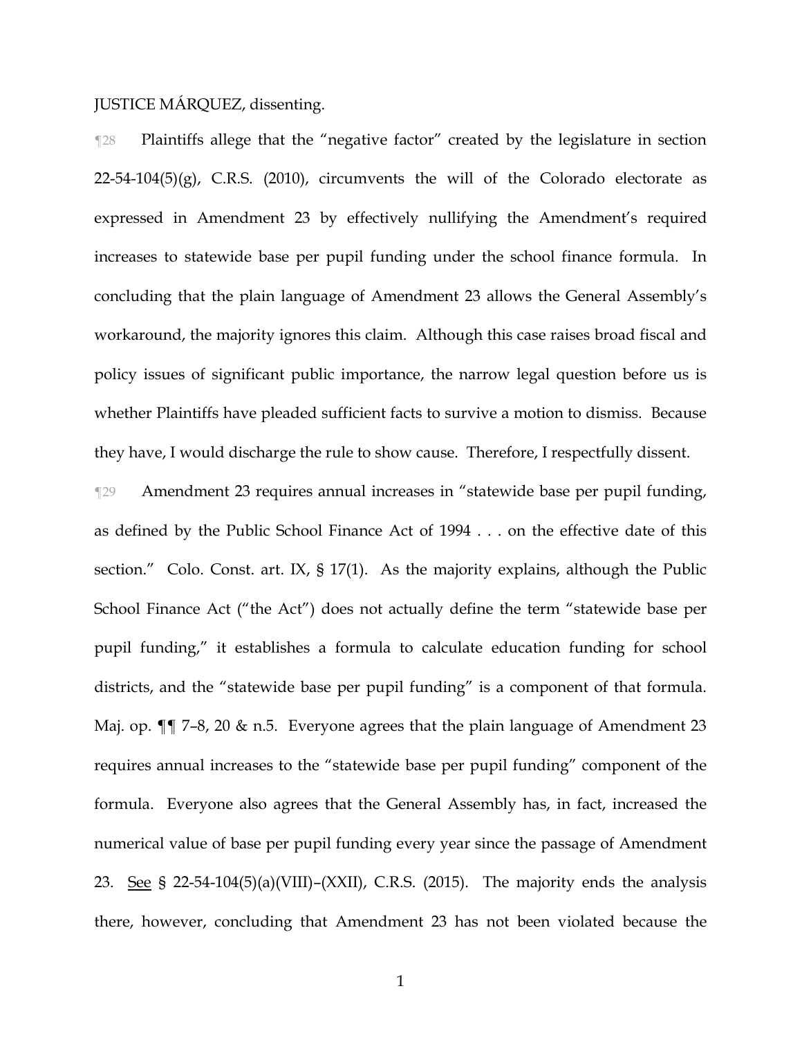JUSTICE MÁRQUEZ, dissenting.

¶28 Plaintiffs allege that the "negative factor" created by the legislature in section 22-54-104(5)(g), C.R.S. (2010), circumvents the will of the Colorado electorate as expressed in Amendment 23 by effectively nullifying the Amendment's required increases to statewide base per pupil funding under the school finance formula. In concluding that the plain language of Amendment 23 allows the General Assembly's workaround, the majority ignores this claim. Although this case raises broad fiscal and policy issues of significant public importance, the narrow legal question before us is whether Plaintiffs have pleaded sufficient facts to survive a motion to dismiss. Because they have, I would discharge the rule to show cause. Therefore, I respectfully dissent.

¶29 Amendment 23 requires annual increases in "statewide base per pupil funding, as defined by the Public School Finance Act of 1994 . . . on the effective date of this section." Colo. Const. art. IX, § 17(1). As the majority explains, although the Public School Finance Act ("the Act") does not actually define the term "statewide base per pupil funding," it establishes a formula to calculate education funding for school districts, and the "statewide base per pupil funding" is a component of that formula. Maj. op. ¶¶ 7–8, 20 & n.5. Everyone agrees that the plain language of Amendment 23 requires annual increases to the "statewide base per pupil funding" component of the formula. Everyone also agrees that the General Assembly has, in fact, increased the numerical value of base per pupil funding every year since the passage of Amendment 23. See § 22-54-104(5)(a)(VIII)–(XXII), C.R.S. (2015). The majority ends the analysis there, however, concluding that Amendment 23 has not been violated because the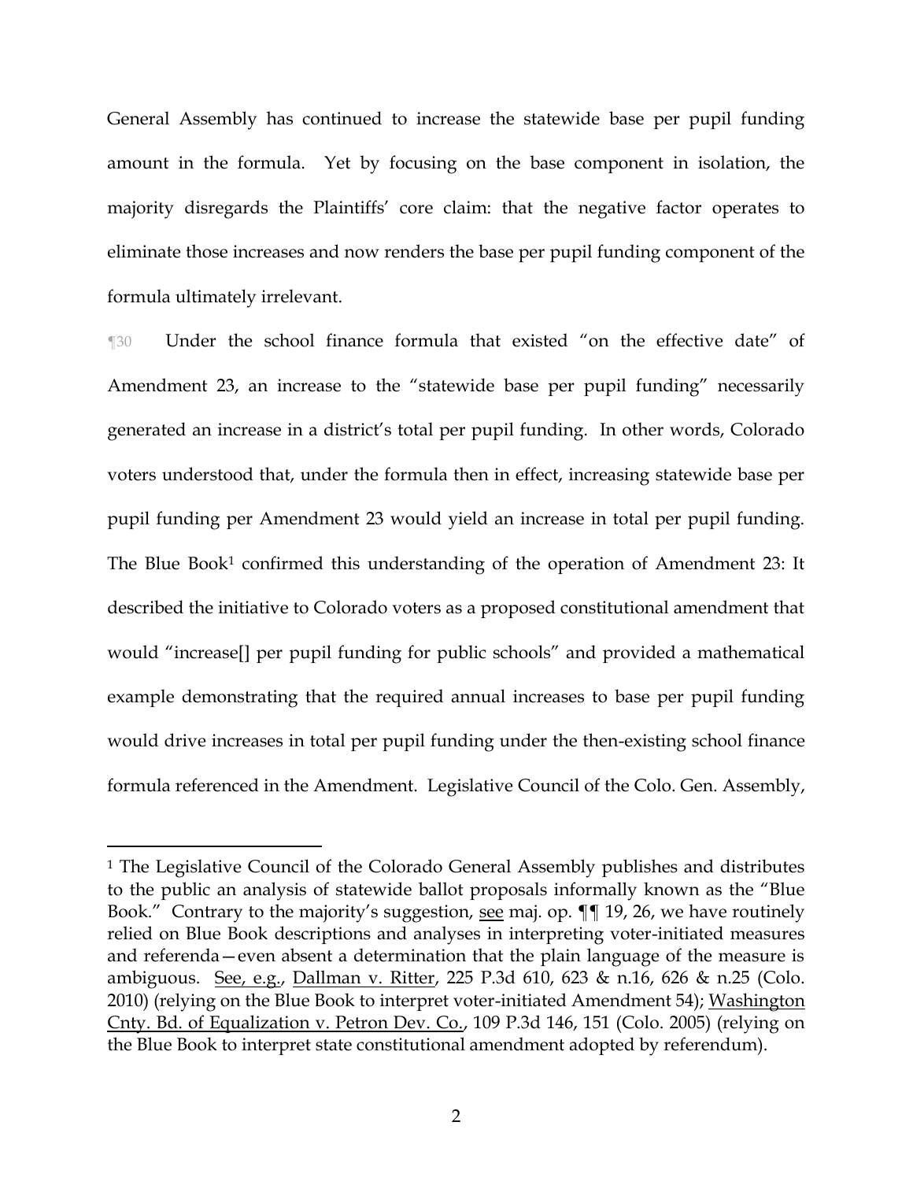General Assembly has continued to increase the statewide base per pupil funding amount in the formula. Yet by focusing on the base component in isolation, the majority disregards the Plaintiffs' core claim: that the negative factor operates to eliminate those increases and now renders the base per pupil funding component of the formula ultimately irrelevant.

¶30 Under the school finance formula that existed "on the effective date" of Amendment 23, an increase to the "statewide base per pupil funding" necessarily generated an increase in a district's total per pupil funding. In other words, Colorado voters understood that, under the formula then in effect, increasing statewide base per pupil funding per Amendment 23 would yield an increase in total per pupil funding. The Blue Book[1] confirmed this understanding of the operation of Amendment 23: It described the initiative to Colorado voters as a proposed constitutional amendment that would "increase[] per pupil funding for public schools" and provided a mathematical example demonstrating that the required annual increases to base per pupil funding would drive increases in total per pupil funding under the then-existing school finance formula referenced in the Amendment. Legislative Council of the Colo. Gen. Assembly,

---

[1] The Legislative Council of the Colorado General Assembly publishes and distributes to the public an analysis of statewide ballot proposals informally known as the "Blue Book." Contrary to the majority's suggestion, see maj. op. ¶¶ 19, 26, we have routinely relied on Blue Book descriptions and analyses in interpreting voter-initiated measures and referenda—even absent a determination that the plain language of the measure is ambiguous. See, e.g., Dallman v. Ritter, 225 P.3d 610, 623 & n.16, 626 & n.25 (Colo. 2010) (relying on the Blue Book to interpret voter-initiated Amendment 54); Washington Cnty. Bd. of Equalization v. Petron Dev. Co., 109 P.3d 146, 151 (Colo. 2005) (relying on the Blue Book to interpret state constitutional amendment adopted by referendum).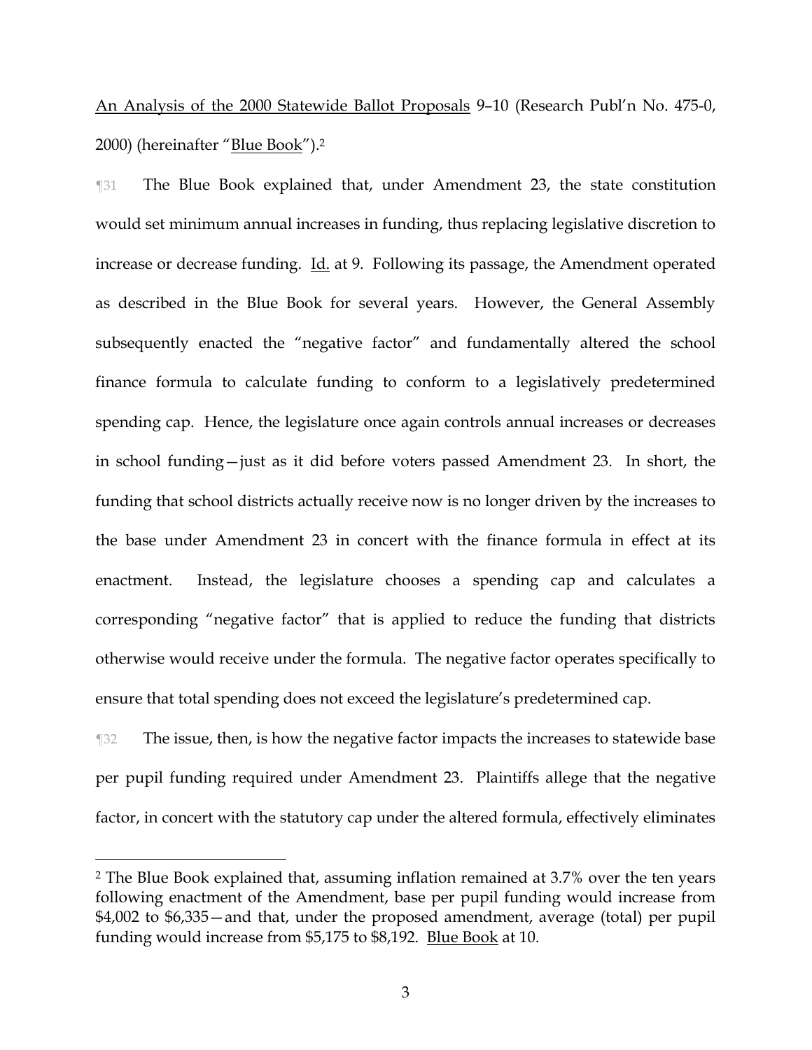An Analysis of the 2000 Statewide Ballot Proposals 9–10 (Research Publ'n No. 475-0, 2000) (hereinafter "Blue Book").[2]

¶31 The Blue Book explained that, under Amendment 23, the state constitution would set minimum annual increases in funding, thus replacing legislative discretion to increase or decrease funding. Id. at 9. Following its passage, the Amendment operated as described in the Blue Book for several years. However, the General Assembly subsequently enacted the "negative factor" and fundamentally altered the school finance formula to calculate funding to conform to a legislatively predetermined spending cap. Hence, the legislature once again controls annual increases or decreases in school funding—just as it did before voters passed Amendment 23. In short, the funding that school districts actually receive now is no longer driven by the increases to the base under Amendment 23 in concert with the finance formula in effect at its enactment. Instead, the legislature chooses a spending cap and calculates a corresponding "negative factor" that is applied to reduce the funding that districts otherwise would receive under the formula. The negative factor operates specifically to ensure that total spending does not exceed the legislature's predetermined cap.

¶32 The issue, then, is how the negative factor impacts the increases to statewide base per pupil funding required under Amendment 23. Plaintiffs allege that the negative factor, in concert with the statutory cap under the altered formula, effectively eliminates

---

[2] The Blue Book explained that, assuming inflation remained at 3.7% over the ten years following enactment of the Amendment, base per pupil funding would increase from $4,002 to $6,335—and that, under the proposed amendment, average (total) per pupil funding would increase from $5,175 to $8,192. Blue Book at 10.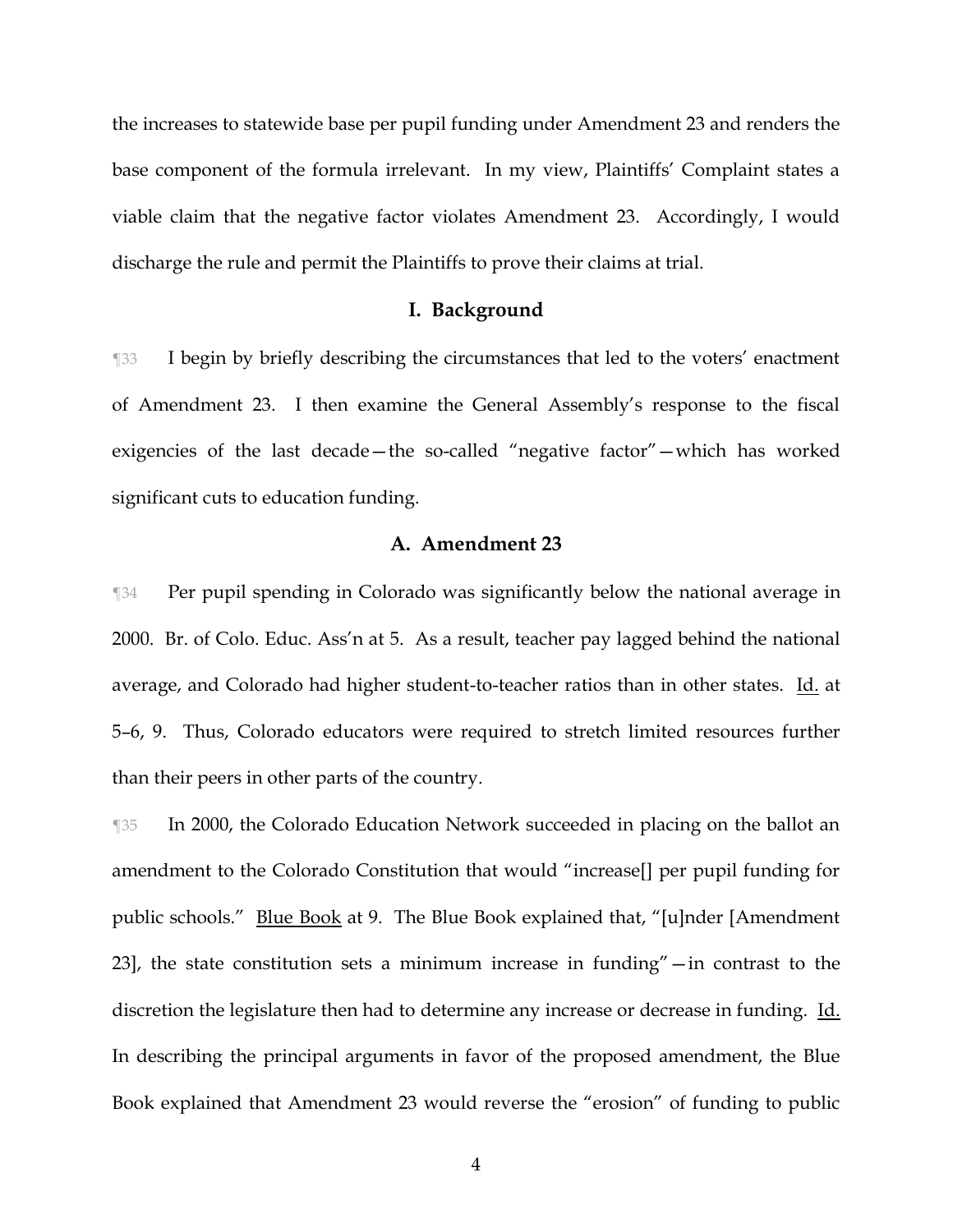the increases to statewide base per pupil funding under Amendment 23 and renders the base component of the formula irrelevant. In my view, Plaintiffs' Complaint states a viable claim that the negative factor violates Amendment 23. Accordingly, I would discharge the rule and permit the Plaintiffs to prove their claims at trial.

## I. Background

¶33 I begin by briefly describing the circumstances that led to the voters' enactment of Amendment 23. I then examine the General Assembly's response to the fiscal exigencies of the last decade—the so-called "negative factor"—which has worked significant cuts to education funding.

### A. Amendment 23

¶34 Per pupil spending in Colorado was significantly below the national average in 2000. Br. of Colo. Educ. Ass'n at 5. As a result, teacher pay lagged behind the national average, and Colorado had higher student-to-teacher ratios than in other states. Id. at 5–6, 9. Thus, Colorado educators were required to stretch limited resources further than their peers in other parts of the country.

¶35 In 2000, the Colorado Education Network succeeded in placing on the ballot an amendment to the Colorado Constitution that would "increase[] per pupil funding for public schools." Blue Book at 9. The Blue Book explained that, "[u]nder [Amendment 23], the state constitution sets a minimum increase in funding"—in contrast to the discretion the legislature then had to determine any increase or decrease in funding. Id. In describing the principal arguments in favor of the proposed amendment, the Blue Book explained that Amendment 23 would reverse the "erosion" of funding to public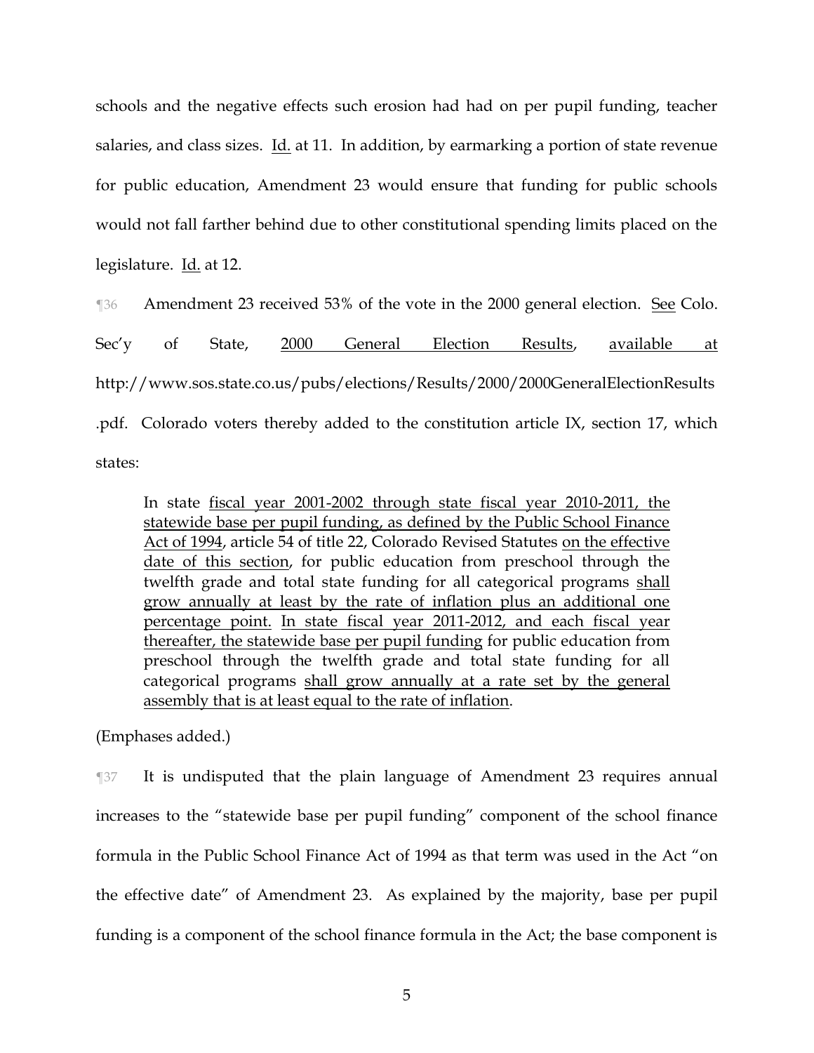schools and the negative effects such erosion had had on per pupil funding, teacher salaries, and class sizes. Id. at 11. In addition, by earmarking a portion of state revenue for public education, Amendment 23 would ensure that funding for public schools would not fall farther behind due to other constitutional spending limits placed on the legislature. Id. at 12.

¶36 Amendment 23 received 53% of the vote in the 2000 general election. See Colo. Sec'y of State, 2000 General Election Results, available at http://www.sos.state.co.us/pubs/elections/Results/2000/2000GeneralElectionResults.pdf. Colorado voters thereby added to the constitution article IX, section 17, which states:

> In state fiscal year 2001-2002 through state fiscal year 2010-2011, the statewide base per pupil funding, as defined by the Public School Finance Act of 1994, article 54 of title 22, Colorado Revised Statutes on the effective date of this section, for public education from preschool through the twelfth grade and total state funding for all categorical programs shall grow annually at least by the rate of inflation plus an additional one percentage point. In state fiscal year 2011-2012, and each fiscal year thereafter, the statewide base per pupil funding for public education from preschool through the twelfth grade and total state funding for all categorical programs shall grow annually at a rate set by the general assembly that is at least equal to the rate of inflation.

(Emphases added.)

¶37 It is undisputed that the plain language of Amendment 23 requires annual increases to the "statewide base per pupil funding" component of the school finance formula in the Public School Finance Act of 1994 as that term was used in the Act "on the effective date" of Amendment 23. As explained by the majority, base per pupil funding is a component of the school finance formula in the Act; the base component is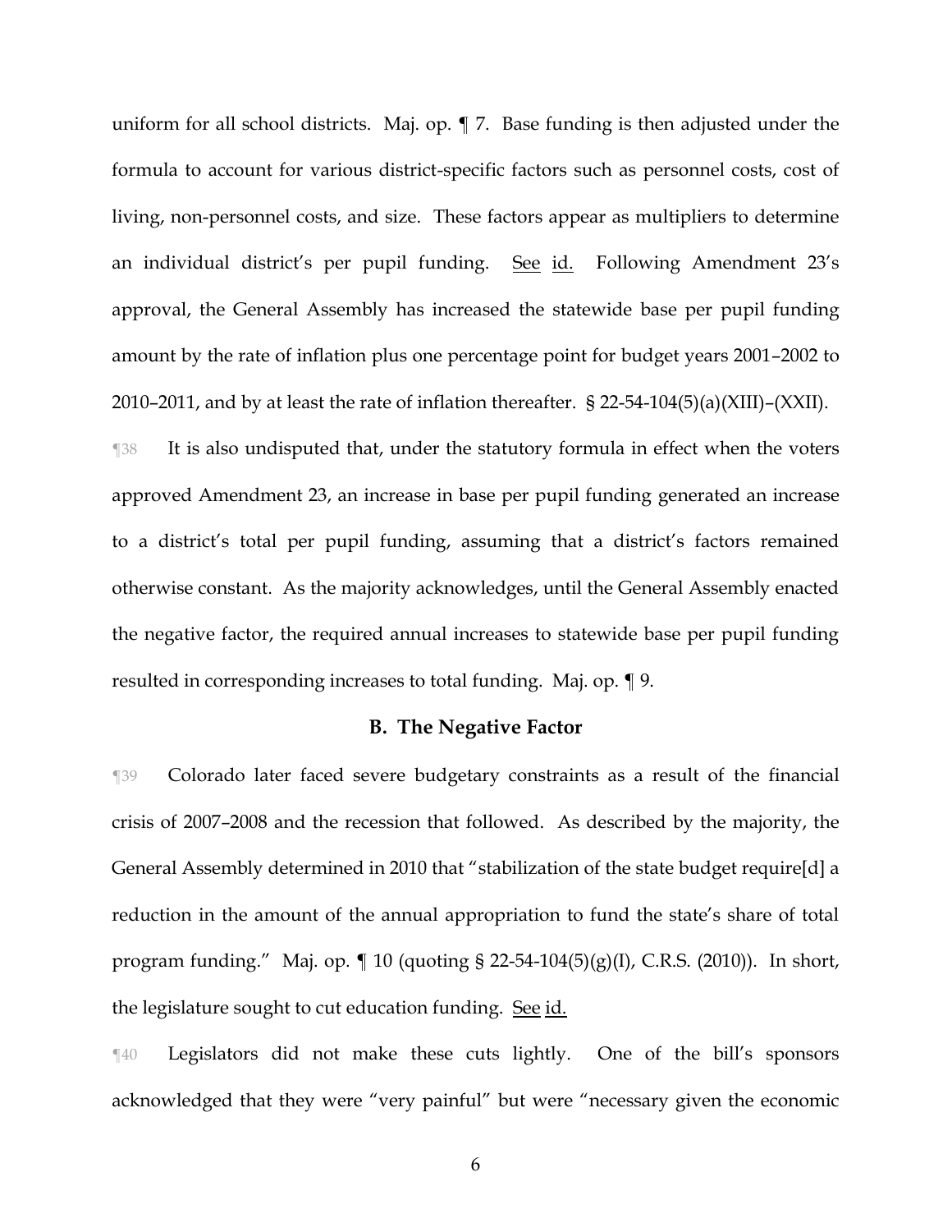uniform for all school districts. Maj. op. ¶ 7. Base funding is then adjusted under the formula to account for various district-specific factors such as personnel costs, cost of living, non-personnel costs, and size. These factors appear as multipliers to determine an individual district's per pupil funding. See id. Following Amendment 23's approval, the General Assembly has increased the statewide base per pupil funding amount by the rate of inflation plus one percentage point for budget years 2001–2002 to 2010–2011, and by at least the rate of inflation thereafter. § 22-54-104(5)(a)(XIII)–(XXII).

¶38 It is also undisputed that, under the statutory formula in effect when the voters approved Amendment 23, an increase in base per pupil funding generated an increase to a district's total per pupil funding, assuming that a district's factors remained otherwise constant. As the majority acknowledges, until the General Assembly enacted the negative factor, the required annual increases to statewide base per pupil funding resulted in corresponding increases to total funding. Maj. op. ¶ 9.

### B. The Negative Factor

¶39 Colorado later faced severe budgetary constraints as a result of the financial crisis of 2007–2008 and the recession that followed. As described by the majority, the General Assembly determined in 2010 that "stabilization of the state budget require[d] a reduction in the amount of the annual appropriation to fund the state's share of total program funding." Maj. op. ¶ 10 (quoting § 22-54-104(5)(g)(I), C.R.S. (2010)). In short, the legislature sought to cut education funding. See id.

¶40 Legislators did not make these cuts lightly. One of the bill's sponsors acknowledged that they were "very painful" but were "necessary given the economic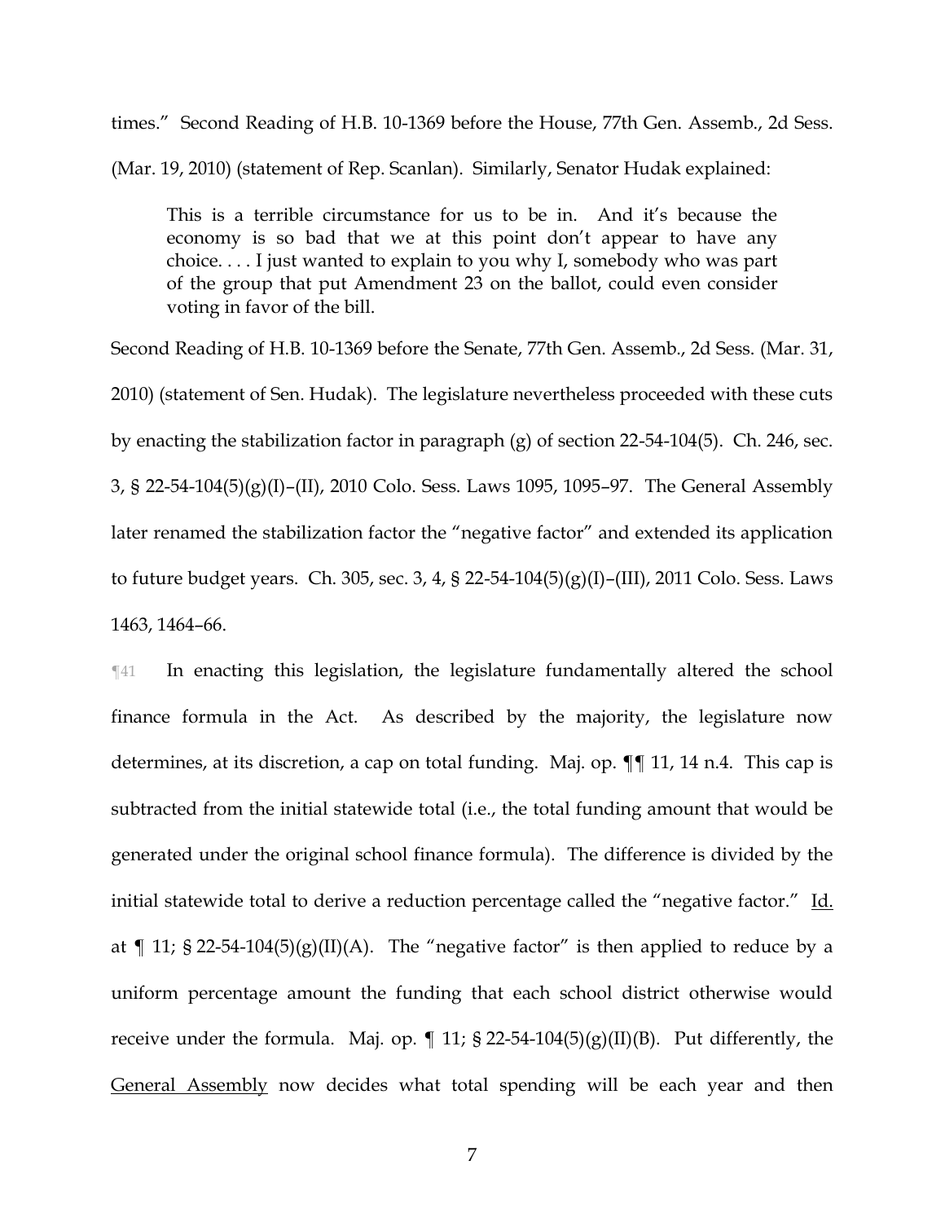times." Second Reading of H.B. 10-1369 before the House, 77th Gen. Assemb., 2d Sess. (Mar. 19, 2010) (statement of Rep. Scanlan). Similarly, Senator Hudak explained:

> This is a terrible circumstance for us to be in. And it's because the economy is so bad that we at this point don't appear to have any choice. . . . I just wanted to explain to you why I, somebody who was part of the group that put Amendment 23 on the ballot, could even consider voting in favor of the bill.

Second Reading of H.B. 10-1369 before the Senate, 77th Gen. Assemb., 2d Sess. (Mar. 31, 2010) (statement of Sen. Hudak). The legislature nevertheless proceeded with these cuts by enacting the stabilization factor in paragraph (g) of section 22-54-104(5). Ch. 246, sec. 3, § 22-54-104(5)(g)(I)–(II), 2010 Colo. Sess. Laws 1095, 1095–97. The General Assembly later renamed the stabilization factor the "negative factor" and extended its application to future budget years. Ch. 305, sec. 3, 4, § 22-54-104(5)(g)(I)–(III), 2011 Colo. Sess. Laws 1463, 1464–66.

¶41 In enacting this legislation, the legislature fundamentally altered the school finance formula in the Act. As described by the majority, the legislature now determines, at its discretion, a cap on total funding. Maj. op. ¶¶ 11, 14 n.4. This cap is subtracted from the initial statewide total (i.e., the total funding amount that would be generated under the original school finance formula). The difference is divided by the initial statewide total to derive a reduction percentage called the "negative factor." Id. at ¶ 11; § 22-54-104(5)(g)(II)(A). The "negative factor" is then applied to reduce by a uniform percentage amount the funding that each school district otherwise would receive under the formula. Maj. op. ¶ 11; § 22-54-104(5)(g)(II)(B). Put differently, the General Assembly now decides what total spending will be each year and then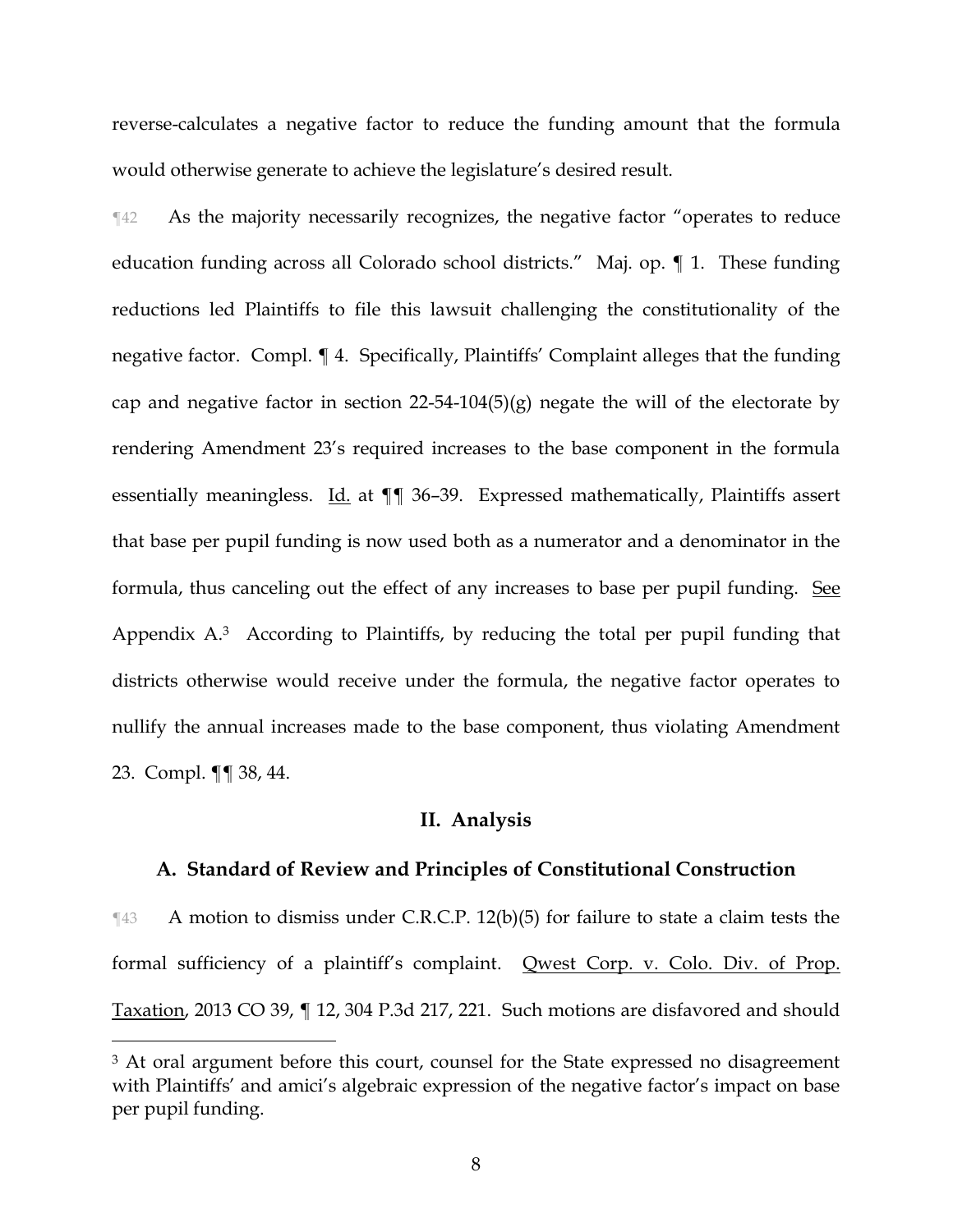reverse-calculates a negative factor to reduce the funding amount that the formula would otherwise generate to achieve the legislature's desired result.

¶42 As the majority necessarily recognizes, the negative factor "operates to reduce education funding across all Colorado school districts." Maj. op. ¶ 1. These funding reductions led Plaintiffs to file this lawsuit challenging the constitutionality of the negative factor. Compl. ¶ 4. Specifically, Plaintiffs' Complaint alleges that the funding cap and negative factor in section 22-54-104(5)(g) negate the will of the electorate by rendering Amendment 23's required increases to the base component in the formula essentially meaningless. Id. at ¶¶ 36–39. Expressed mathematically, Plaintiffs assert that base per pupil funding is now used both as a numerator and a denominator in the formula, thus canceling out the effect of any increases to base per pupil funding. See Appendix A.[3] According to Plaintiffs, by reducing the total per pupil funding that districts otherwise would receive under the formula, the negative factor operates to nullify the annual increases made to the base component, thus violating Amendment 23. Compl. ¶¶ 38, 44.

## II. Analysis

### A. Standard of Review and Principles of Constitutional Construction

¶43 A motion to dismiss under C.R.C.P. 12(b)(5) for failure to state a claim tests the formal sufficiency of a plaintiff's complaint. Qwest Corp. v. Colo. Div. of Prop. Taxation, 2013 CO 39, ¶ 12, 304 P.3d 217, 221. Such motions are disfavored and should

---

[3] At oral argument before this court, counsel for the State expressed no disagreement with Plaintiffs' and amici's algebraic expression of the negative factor's impact on base per pupil funding.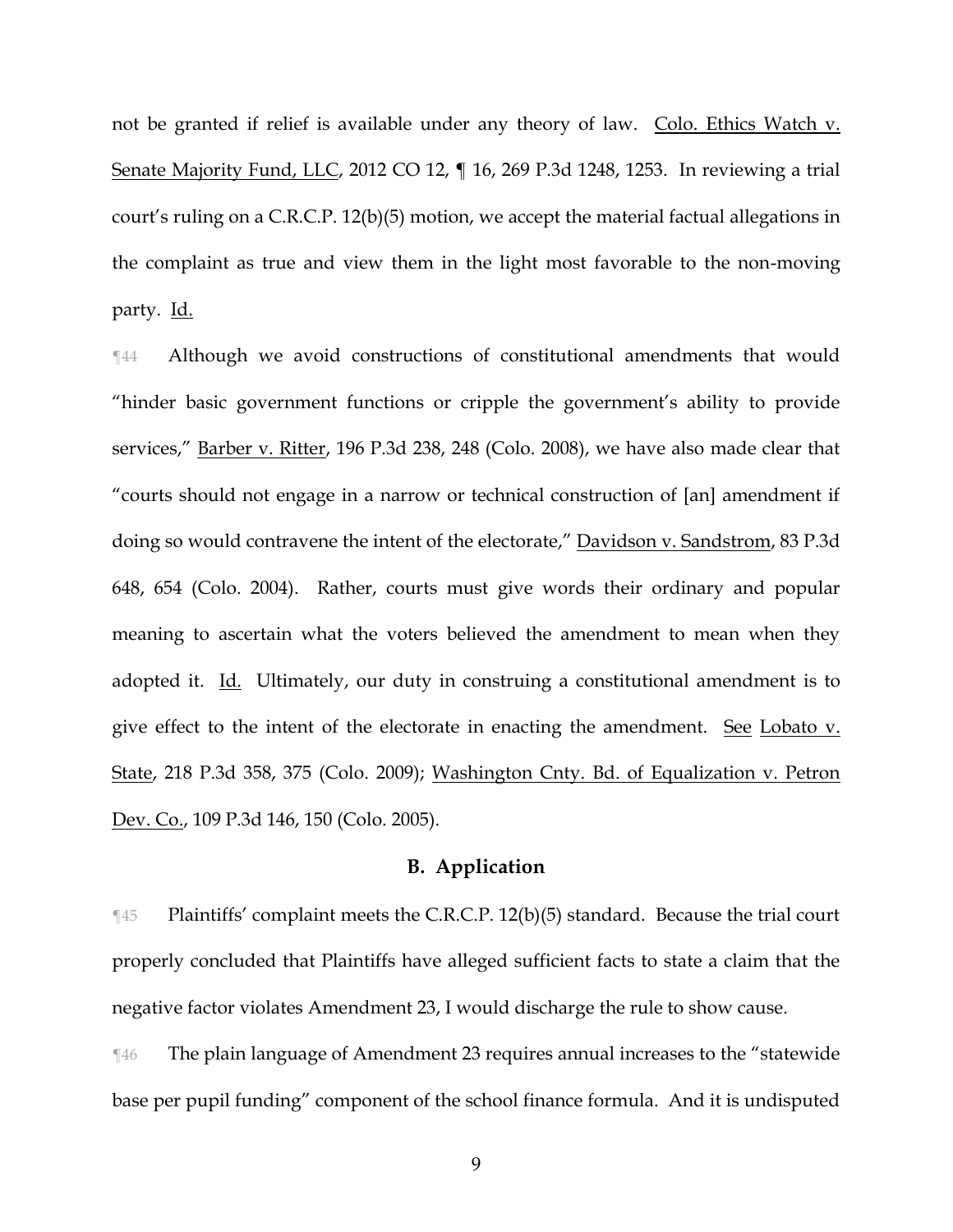not be granted if relief is available under any theory of law. Colo. Ethics Watch v. Senate Majority Fund, LLC, 2012 CO 12, ¶ 16, 269 P.3d 1248, 1253. In reviewing a trial court's ruling on a C.R.C.P. 12(b)(5) motion, we accept the material factual allegations in the complaint as true and view them in the light most favorable to the non-moving party. Id.

¶44 Although we avoid constructions of constitutional amendments that would "hinder basic government functions or cripple the government's ability to provide services," Barber v. Ritter, 196 P.3d 238, 248 (Colo. 2008), we have also made clear that "courts should not engage in a narrow or technical construction of [an] amendment if doing so would contravene the intent of the electorate," Davidson v. Sandstrom, 83 P.3d 648, 654 (Colo. 2004). Rather, courts must give words their ordinary and popular meaning to ascertain what the voters believed the amendment to mean when they adopted it. Id. Ultimately, our duty in construing a constitutional amendment is to give effect to the intent of the electorate in enacting the amendment. See Lobato v. State, 218 P.3d 358, 375 (Colo. 2009); Washington Cnty. Bd. of Equalization v. Petron Dev. Co., 109 P.3d 146, 150 (Colo. 2005).

### B. Application

¶45 Plaintiffs' complaint meets the C.R.C.P. 12(b)(5) standard. Because the trial court properly concluded that Plaintiffs have alleged sufficient facts to state a claim that the negative factor violates Amendment 23, I would discharge the rule to show cause.

¶46 The plain language of Amendment 23 requires annual increases to the "statewide base per pupil funding" component of the school finance formula. And it is undisputed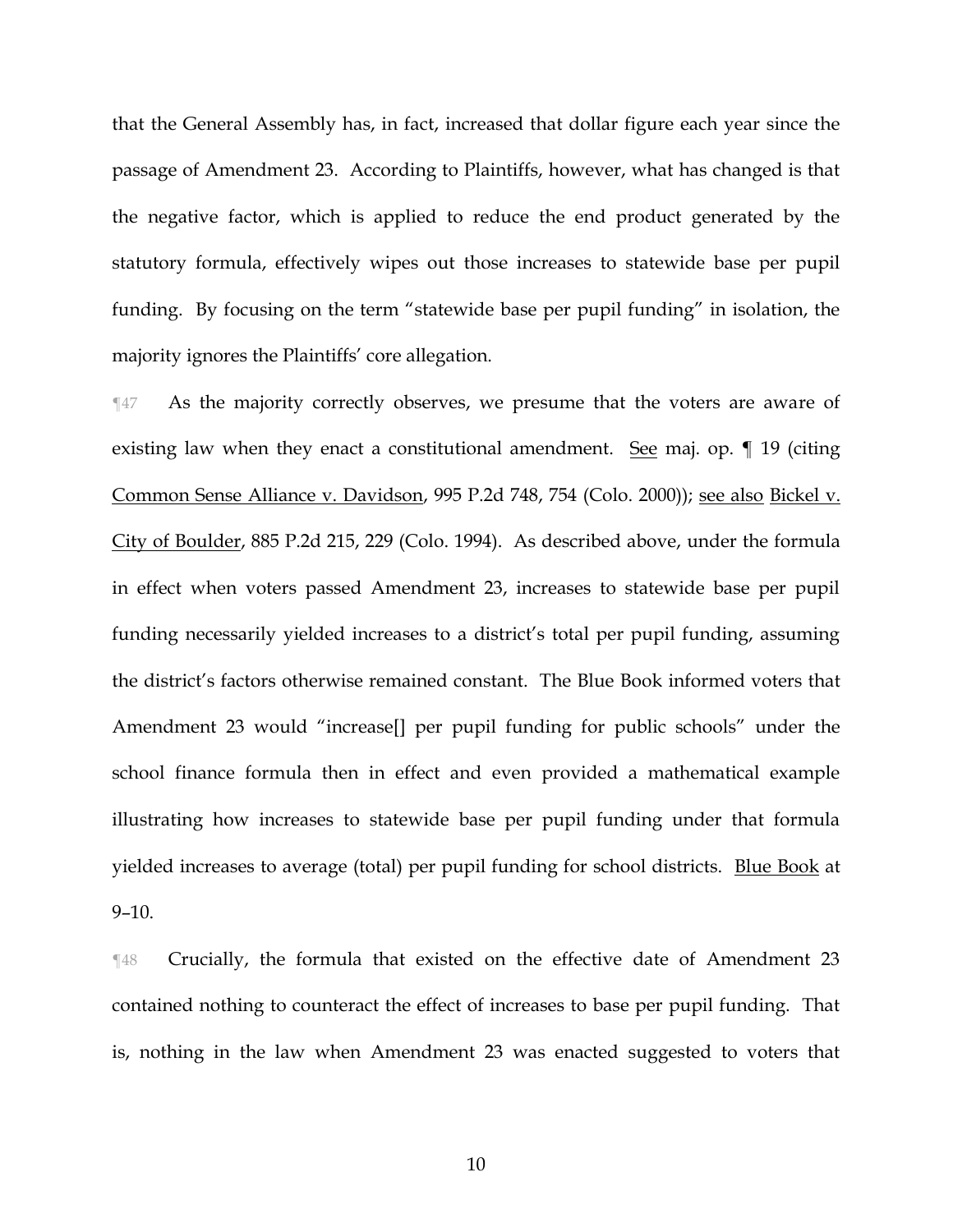that the General Assembly has, in fact, increased that dollar figure each year since the passage of Amendment 23. According to Plaintiffs, however, what has changed is that the negative factor, which is applied to reduce the end product generated by the statutory formula, effectively wipes out those increases to statewide base per pupil funding. By focusing on the term "statewide base per pupil funding" in isolation, the majority ignores the Plaintiffs' core allegation.

¶47 As the majority correctly observes, we presume that the voters are aware of existing law when they enact a constitutional amendment. See maj. op. ¶ 19 (citing Common Sense Alliance v. Davidson, 995 P.2d 748, 754 (Colo. 2000)); see also Bickel v. City of Boulder, 885 P.2d 215, 229 (Colo. 1994). As described above, under the formula in effect when voters passed Amendment 23, increases to statewide base per pupil funding necessarily yielded increases to a district's total per pupil funding, assuming the district's factors otherwise remained constant. The Blue Book informed voters that Amendment 23 would "increase[] per pupil funding for public schools" under the school finance formula then in effect and even provided a mathematical example illustrating how increases to statewide base per pupil funding under that formula yielded increases to average (total) per pupil funding for school districts. Blue Book at 9–10.

¶48 Crucially, the formula that existed on the effective date of Amendment 23 contained nothing to counteract the effect of increases to base per pupil funding. That is, nothing in the law when Amendment 23 was enacted suggested to voters that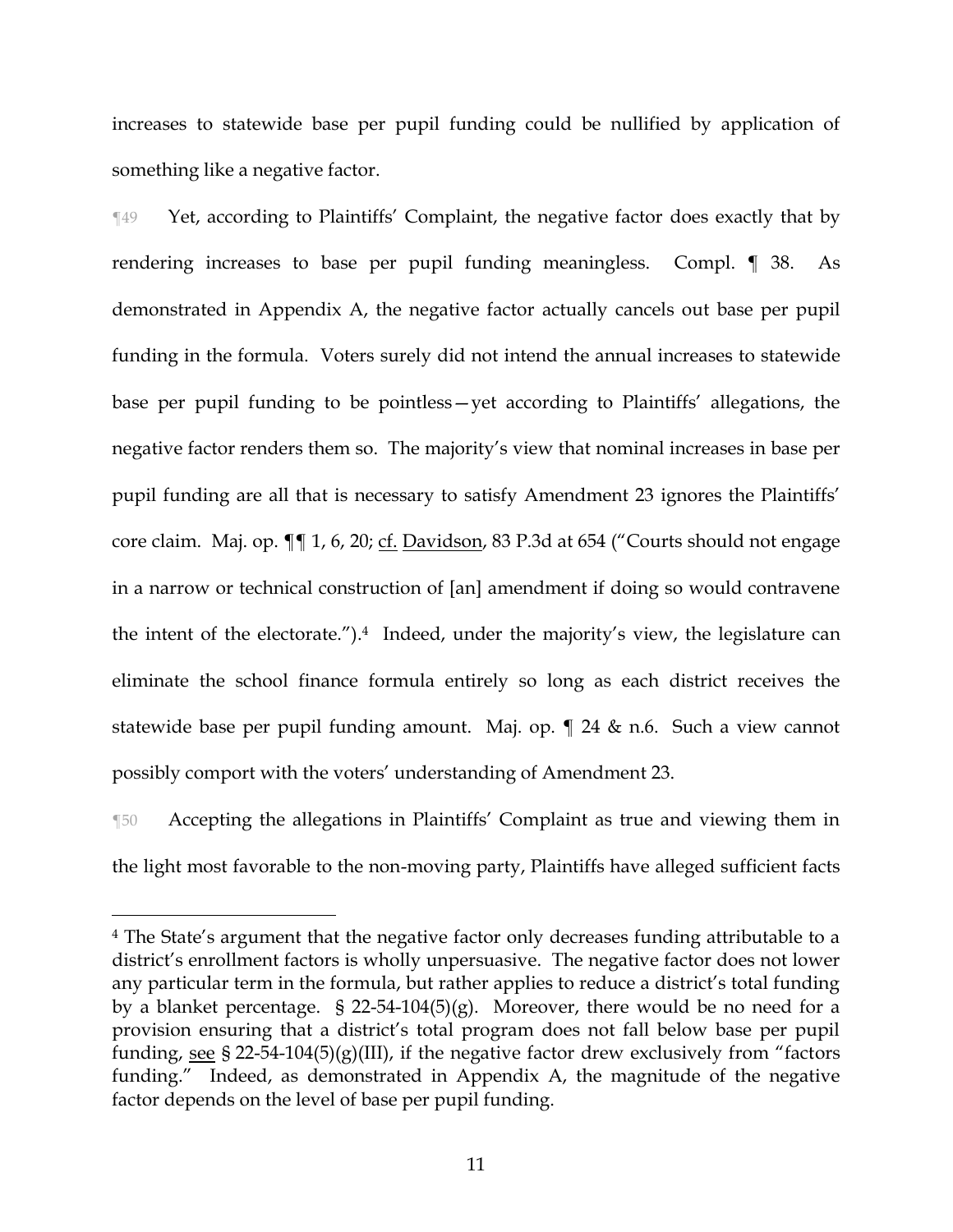increases to statewide base per pupil funding could be nullified by application of something like a negative factor.

¶49 Yet, according to Plaintiffs' Complaint, the negative factor does exactly that by rendering increases to base per pupil funding meaningless. Compl. ¶ 38. As demonstrated in Appendix A, the negative factor actually cancels out base per pupil funding in the formula. Voters surely did not intend the annual increases to statewide base per pupil funding to be pointless—yet according to Plaintiffs' allegations, the negative factor renders them so. The majority's view that nominal increases in base per pupil funding are all that is necessary to satisfy Amendment 23 ignores the Plaintiffs' core claim. Maj. op. ¶¶ 1, 6, 20; cf. Davidson, 83 P.3d at 654 ("Courts should not engage in a narrow or technical construction of [an] amendment if doing so would contravene the intent of the electorate.").[4] Indeed, under the majority's view, the legislature can eliminate the school finance formula entirely so long as each district receives the statewide base per pupil funding amount. Maj. op. ¶ 24 & n.6. Such a view cannot possibly comport with the voters' understanding of Amendment 23.

¶50 Accepting the allegations in Plaintiffs' Complaint as true and viewing them in the light most favorable to the non-moving party, Plaintiffs have alleged sufficient facts

---

[4] The State's argument that the negative factor only decreases funding attributable to a district's enrollment factors is wholly unpersuasive. The negative factor does not lower any particular term in the formula, but rather applies to reduce a district's total funding by a blanket percentage. § 22-54-104(5)(g). Moreover, there would be no need for a provision ensuring that a district's total program does not fall below base per pupil funding, see § 22-54-104(5)(g)(III), if the negative factor drew exclusively from "factors funding." Indeed, as demonstrated in Appendix A, the magnitude of the negative factor depends on the level of base per pupil funding.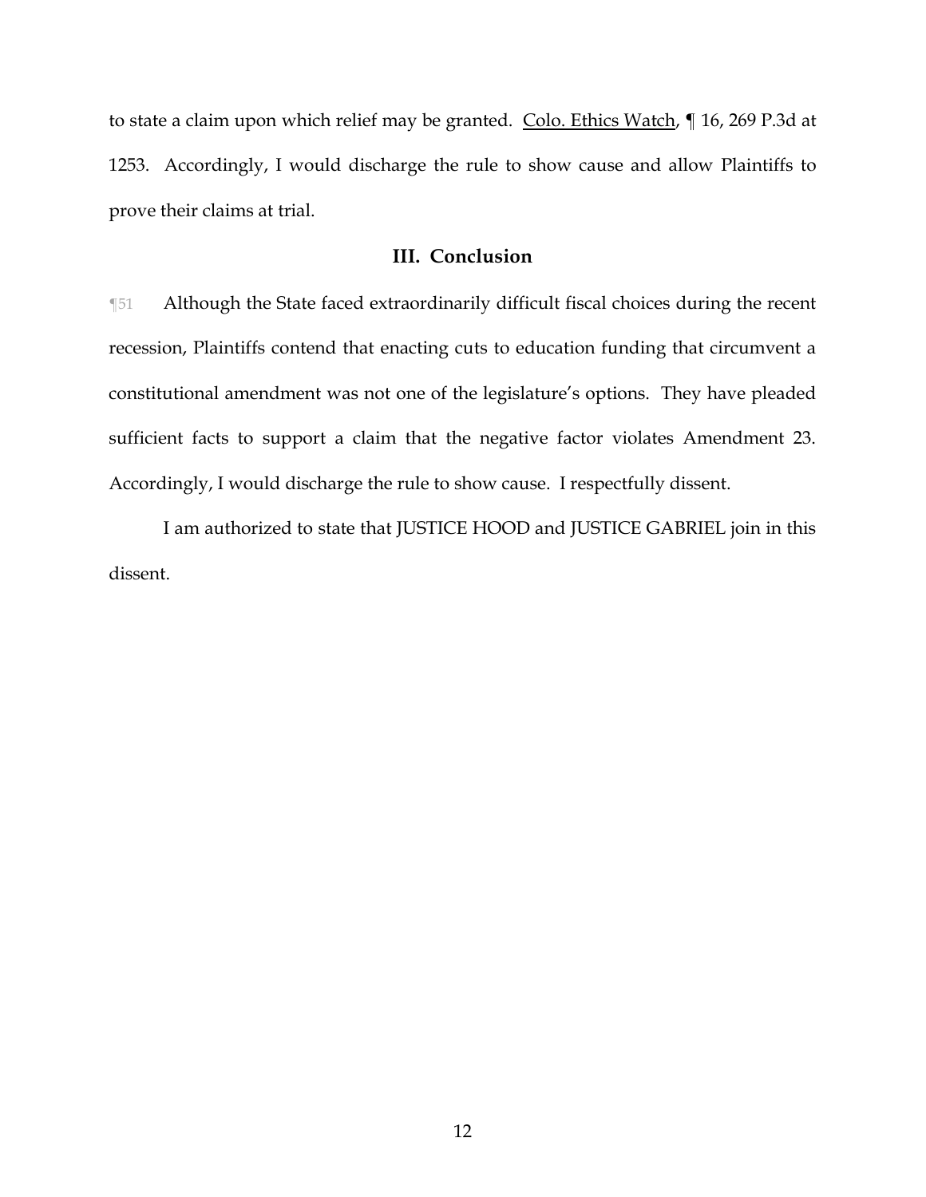to state a claim upon which relief may be granted. Colo. Ethics Watch, ¶ 16, 269 P.3d at 1253. Accordingly, I would discharge the rule to show cause and allow Plaintiffs to prove their claims at trial.

## III. Conclusion

¶51 Although the State faced extraordinarily difficult fiscal choices during the recent recession, Plaintiffs contend that enacting cuts to education funding that circumvent a constitutional amendment was not one of the legislature's options. They have pleaded sufficient facts to support a claim that the negative factor violates Amendment 23. Accordingly, I would discharge the rule to show cause. I respectfully dissent.

I am authorized to state that JUSTICE HOOD and JUSTICE GABRIEL join in this dissent.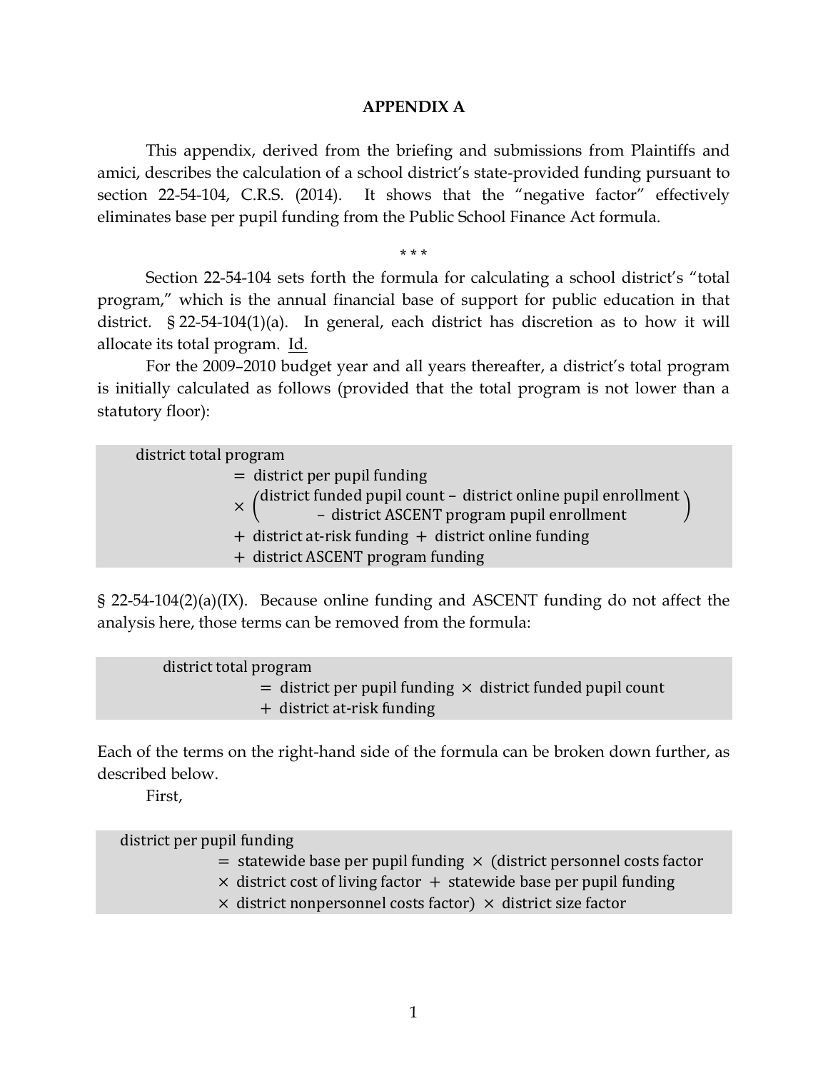**APPENDIX A**

This appendix, derived from the briefing and submissions from Plaintiffs and amici, describes the calculation of a school district's state-provided funding pursuant to section 22-54-104, C.R.S. (2014). It shows that the "negative factor" effectively eliminates base per pupil funding from the Public School Finance Act formula.

\* \* \*

Section 22-54-104 sets forth the formula for calculating a school district's "total program," which is the annual financial base of support for public education in that district. § 22-54-104(1)(a). In general, each district has discretion as to how it will allocate its total program. Id.

For the 2009–2010 budget year and all years thereafter, a district's total program is initially calculated as follows (provided that the total program is not lower than a statutory floor):

$$
\begin{aligned}
&\text{district total program} \\
&\qquad = \text{district per pupil funding} \\
&\qquad \times \begin{pmatrix} \text{district funded pupil count} - \text{district online pupil enrollment} \\ - \text{district ASCENT program pupil enrollment} \end{pmatrix} \\
&\qquad + \text{district at-risk funding} + \text{district online funding} \\
&\qquad + \text{district ASCENT program funding}
\end{aligned}
$$

§ 22-54-104(2)(a)(IX). Because online funding and ASCENT funding do not affect the analysis here, those terms can be removed from the formula:

$$
\begin{aligned}
&\text{district total program} \\
&\qquad = \text{district per pupil funding} \times \text{district funded pupil count} \\
&\qquad + \text{district at-risk funding}
\end{aligned}
$$

Each of the terms on the right-hand side of the formula can be broken down further, as described below.

First,

$$
\begin{aligned}
&\text{district per pupil funding} \\
&\qquad = \text{statewide base per pupil funding} \times (\text{district personnel costs factor} \\
&\qquad \times \text{district cost of living factor} + \text{statewide base per pupil funding} \\
&\qquad \times \text{district nonpersonnel costs factor}) \times \text{district size factor}
\end{aligned}
$$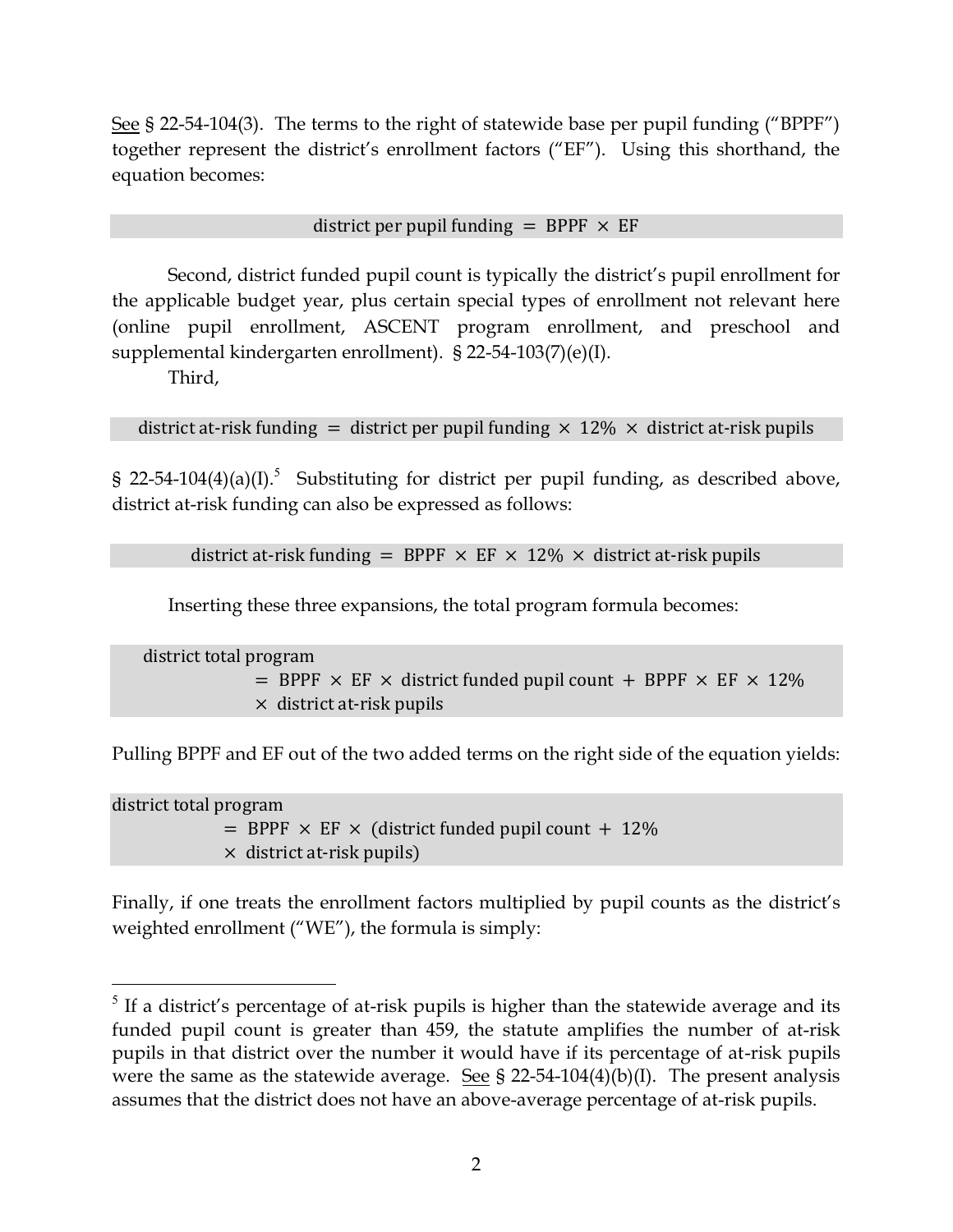<u>See</u> § 22-54-104(3). The terms to the right of statewide base per pupil funding ("BPPF") together represent the district's enrollment factors ("EF"). Using this shorthand, the equation becomes:

$$\text{district per pupil funding} = \text{BPPF} \times \text{EF}$$

Second, district funded pupil count is typically the district's pupil enrollment for the applicable budget year, plus certain special types of enrollment not relevant here (online pupil enrollment, ASCENT program enrollment, and preschool and supplemental kindergarten enrollment). § 22-54-103(7)(e)(I).

Third,

$$\text{district at-risk funding} = \text{district per pupil funding} \times 12\% \times \text{district at-risk pupils}$$

§ 22-54-104(4)(a)(I).[5] Substituting for district per pupil funding, as described above, district at-risk funding can also be expressed as follows:

$$\text{district at-risk funding} = \text{BPPF} \times \text{EF} \times 12\% \times \text{district at-risk pupils}$$

Inserting these three expansions, the total program formula becomes:

$$\begin{aligned}\text{district total program} \\ &= \text{BPPF} \times \text{EF} \times \text{district funded pupil count} + \text{BPPF} \times \text{EF} \times 12\% \\ &\times \text{district at-risk pupils}\end{aligned}$$

Pulling BPPF and EF out of the two added terms on the right side of the equation yields:

$$\begin{aligned}\text{district total program} \\ &= \text{BPPF} \times \text{EF} \times (\text{district funded pupil count} + 12\% \\ &\times \text{district at-risk pupils})\end{aligned}$$

Finally, if one treats the enrollment factors multiplied by pupil counts as the district's weighted enrollment ("WE"), the formula is simply:

---

[5] If a district's percentage of at-risk pupils is higher than the statewide average and its funded pupil count is greater than 459, the statute amplifies the number of at-risk pupils in that district over the number it would have if its percentage of at-risk pupils were the same as the statewide average. <u>See</u> § 22-54-104(4)(b)(I). The present analysis assumes that the district does not have an above-average percentage of at-risk pupils.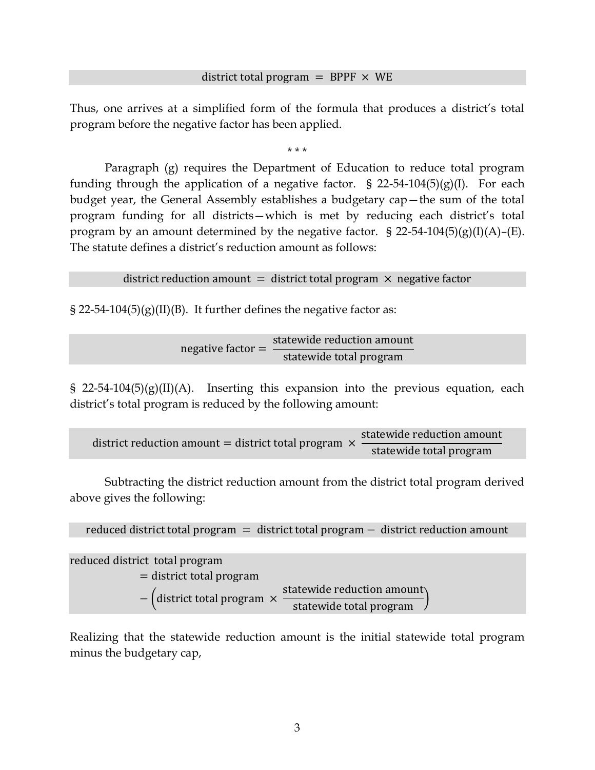$$\text{district total program} = \text{BPPF} \times \text{WE}$$

Thus, one arrives at a simplified form of the formula that produces a district's total program before the negative factor has been applied.

\* \* \*

Paragraph (g) requires the Department of Education to reduce total program funding through the application of a negative factor. § 22-54-104(5)(g)(I). For each budget year, the General Assembly establishes a budgetary cap—the sum of the total program funding for all districts—which is met by reducing each district's total program by an amount determined by the negative factor. § 22-54-104(5)(g)(I)(A)–(E). The statute defines a district's reduction amount as follows:

$$\text{district reduction amount} = \text{district total program} \times \text{negative factor}$$

§ 22-54-104(5)(g)(II)(B). It further defines the negative factor as:

$$\text{negative factor} = \frac{\text{statewide reduction amount}}{\text{statewide total program}}$$

§ 22-54-104(5)(g)(II)(A). Inserting this expansion into the previous equation, each district's total program is reduced by the following amount:

$$\text{district reduction amount} = \text{district total program} \times \frac{\text{statewide reduction amount}}{\text{statewide total program}}$$

Subtracting the district reduction amount from the district total program derived above gives the following:

$$\text{reduced district total program} = \text{district total program} - \text{district reduction amount}$$

$$\begin{aligned}\text{reduced district total program} \\ &= \text{district total program} \\ &- \left(\text{district total program} \times \frac{\text{statewide reduction amount}}{\text{statewide total program}}\right)\end{aligned}$$

Realizing that the statewide reduction amount is the initial statewide total program minus the budgetary cap,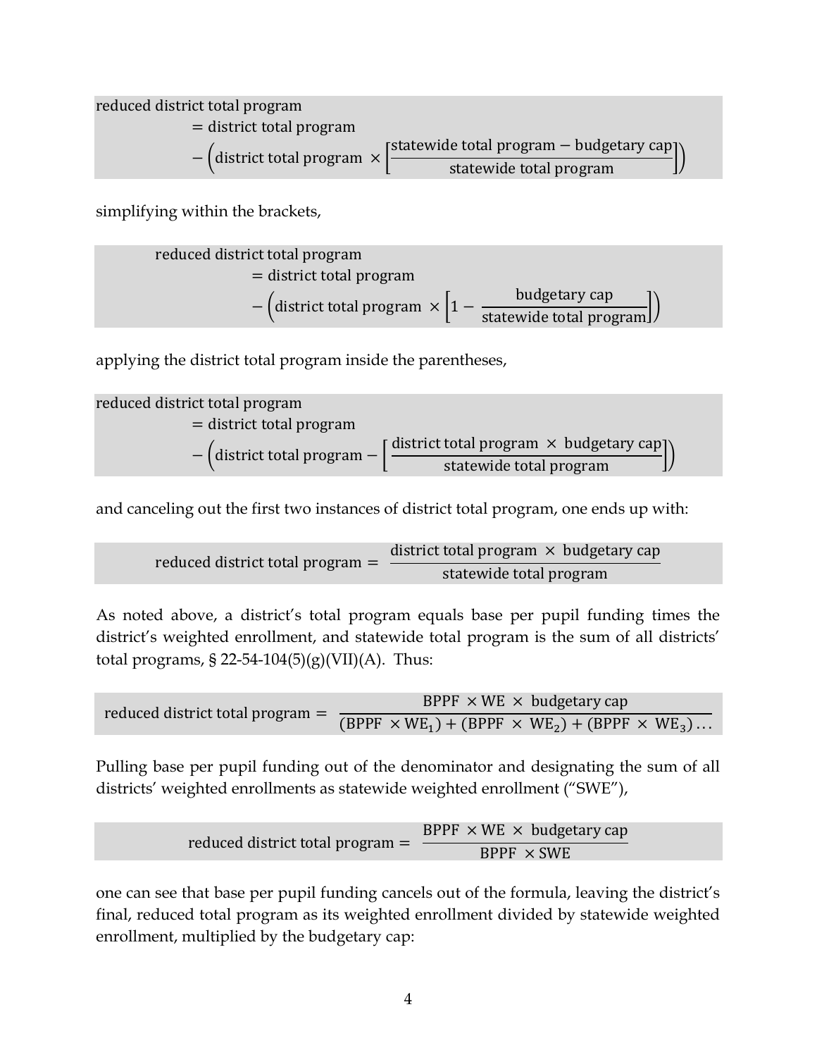$$\text{reduced district total program} = \text{district total program} - \left(\text{district total program} \times \left[\frac{\text{statewide total program} - \text{budgetary cap}}{\text{statewide total program}}\right]\right)$$

simplifying within the brackets,

$$\text{reduced district total program} = \text{district total program} - \left(\text{district total program} \times \left[1 - \frac{\text{budgetary cap}}{\text{statewide total program}}\right]\right)$$

applying the district total program inside the parentheses,

$$\text{reduced district total program} = \text{district total program} - \left(\text{district total program} - \left[\frac{\text{district total program} \times \text{budgetary cap}}{\text{statewide total program}}\right]\right)$$

and canceling out the first two instances of district total program, one ends up with:

$$\text{reduced district total program} = \frac{\text{district total program} \times \text{budgetary cap}}{\text{statewide total program}}$$

As noted above, a district's total program equals base per pupil funding times the district's weighted enrollment, and statewide total program is the sum of all districts' total programs, § 22-54-104(5)(g)(VII)(A). Thus:

$$\text{reduced district total program} = \frac{\text{BPPF} \times \text{WE} \times \text{budgetary cap}}{(\text{BPPF} \times \text{WE}_1) + (\text{BPPF} \times \text{WE}_2) + (\text{BPPF} \times \text{WE}_3) \ldots}$$

Pulling base per pupil funding out of the denominator and designating the sum of all districts' weighted enrollments as statewide weighted enrollment ("SWE"),

$$\text{reduced district total program} = \frac{\text{BPPF} \times \text{WE} \times \text{budgetary cap}}{\text{BPPF} \times \text{SWE}}$$

one can see that base per pupil funding cancels out of the formula, leaving the district's final, reduced total program as its weighted enrollment divided by statewide weighted enrollment, multiplied by the budgetary cap: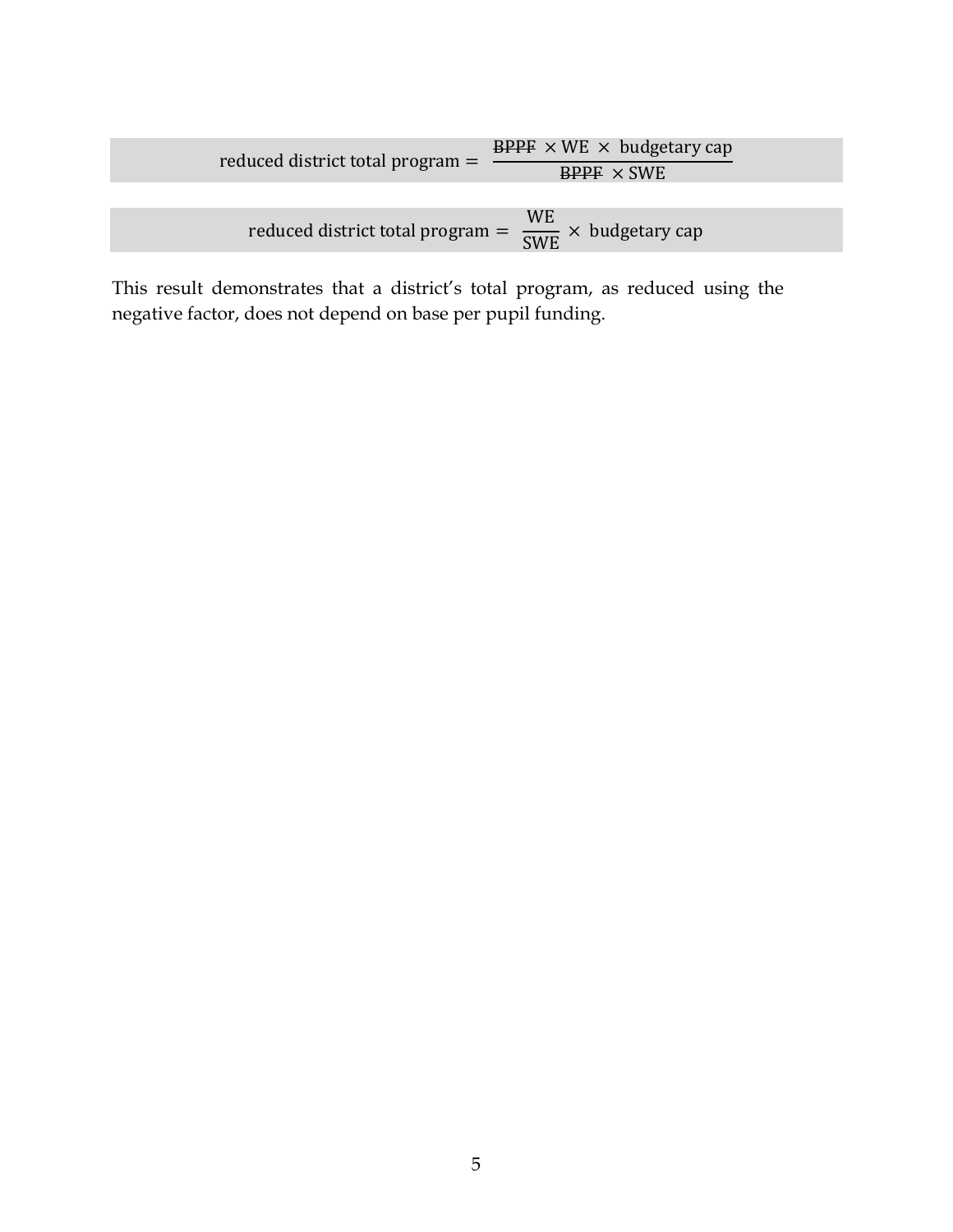$$\text{reduced district total program} = \frac{\cancel{\text{BPPF}} \times \text{WE} \times \text{budgetary cap}}{\cancel{\text{BPPF}} \times \text{SWE}}$$

$$\text{reduced district total program} = \frac{\text{WE}}{\text{SWE}} \times \text{budgetary cap}$$

This result demonstrates that a district's total program, as reduced using the negative factor, does not depend on base per pupil funding.